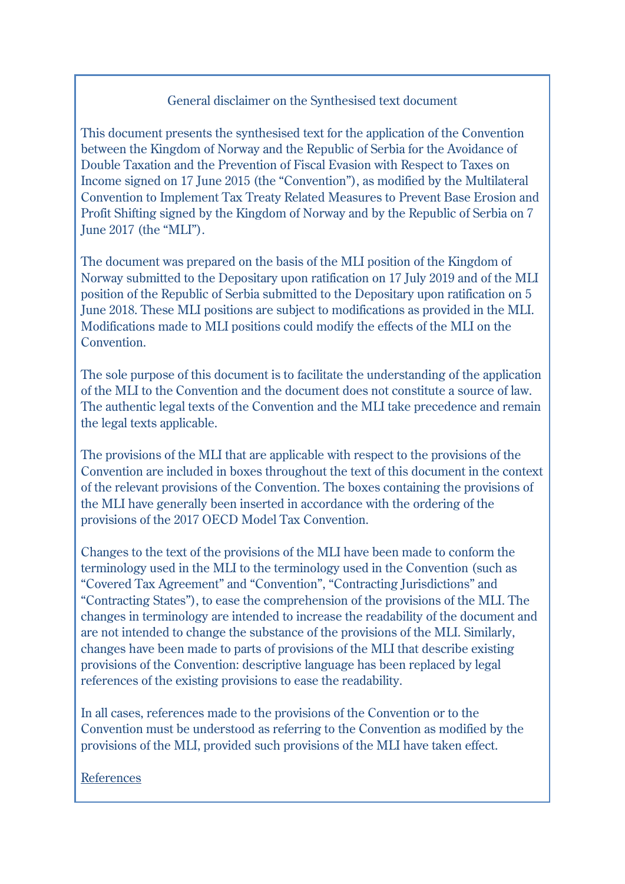## General disclaimer on the Synthesised text document

This document presents the synthesised text for the application of the Convention between the Kingdom of Norway and the Republic of Serbia for the Avoidance of Double Taxation and the Prevention of Fiscal Evasion with Respect to Taxes on Income signed on 17 June 2015 (the "Convention"), as modified by the Multilateral Convention to Implement Tax Treaty Related Measures to Prevent Base Erosion and Profit Shifting signed by the Kingdom of Norway and by the Republic of Serbia on 7 June 2017 (the "MLI").

The document was prepared on the basis of the MLI position of the Kingdom of Norway submitted to the Depositary upon ratification on 17 July 2019 and of the MLI position of the Republic of Serbia submitted to the Depositary upon ratification on 5 June 2018. These MLI positions are subject to modifications as provided in the MLI. Modifications made to MLI positions could modify the effects of the MLI on the Convention.

The sole purpose of this document is to facilitate the understanding of the application of the MLI to the Convention and the document does not constitute a source of law. The authentic legal texts of the Convention and the MLI take precedence and remain the legal texts applicable.

The provisions of the MLI that are applicable with respect to the provisions of the Convention are included in boxes throughout the text of this document in the context of the relevant provisions of the Convention. The boxes containing the provisions of the MLI have generally been inserted in accordance with the ordering of the provisions of the 2017 OECD Model Tax Convention.

Changes to the text of the provisions of the MLI have been made to conform the terminology used in the MLI to the terminology used in the Convention (such as "Covered Tax Agreement" and "Convention", "Contracting Jurisdictions" and "Contracting States"), to ease the comprehension of the provisions of the MLI. The changes in terminology are intended to increase the readability of the document and are not intended to change the substance of the provisions of the MLI. Similarly, changes have been made to parts of provisions of the MLI that describe existing provisions of the Convention: descriptive language has been replaced by legal references of the existing provisions to ease the readability.

In all cases, references made to the provisions of the Convention or to the Convention must be understood as referring to the Convention as modified by the provisions of the MLI, provided such provisions of the MLI have taken effect.

References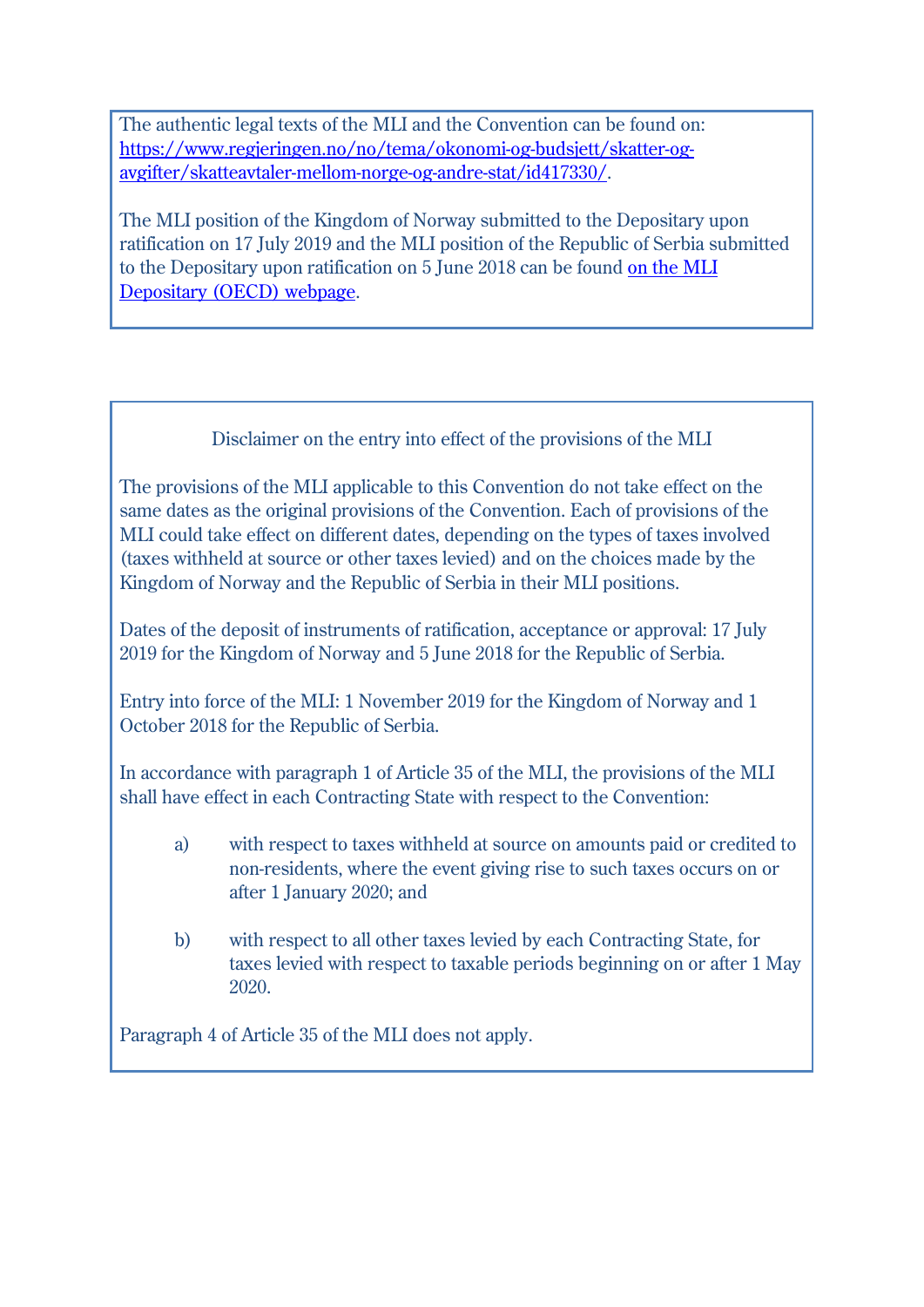The authentic legal texts of the MLI and the Convention can be found on: [https://www.regjeringen.no/no/tema/okonomi-og-budsjett/skatter-og-avgifter/skatteavtaler-mellom-norge-og-andre-stat/id417330/](https://www.regjeringen.no/no/tema/okonomi-og-budsjett/skatter-og-avgifter/skatteavtaler-mellom-norge-og-andre-stat/id417330/).

The MLI position of the Kingdom of Norway submitted to the Depositary upon ratification on 17 July 2019 and the MLI position of the Republic of Serbia submitted to the Depositary upon ratification on 5 June 2018 can be found on the MLI Depositary (OECD) webpage.

## Disclaimer on the entry into effect of the provisions of the MLI

The provisions of the MLI applicable to this Convention do not take effect on the same dates as the original provisions of the Convention. Each of provisions of the MLI could take effect on different dates, depending on the types of taxes involved (taxes withheld at source or other taxes levied) and on the choices made by the Kingdom of Norway and the Republic of Serbia in their MLI positions.

Dates of the deposit of instruments of ratification, acceptance or approval: 17 July 2019 for the Kingdom of Norway and 5 June 2018 for the Republic of Serbia.

Entry into force of the MLI: 1 November 2019 for the Kingdom of Norway and 1 October 2018 for the Republic of Serbia.

In accordance with paragraph 1 of Article 35 of the MLI, the provisions of the MLI shall have effect in each Contracting State with respect to the Convention:

a) with respect to taxes withheld at source on amounts paid or credited to non-residents, where the event giving rise to such taxes occurs on or after 1 January 2020; and

b) with respect to all other taxes levied by each Contracting State, for taxes levied with respect to taxable periods beginning on or after 1 May 2020.

Paragraph 4 of Article 35 of the MLI does not apply.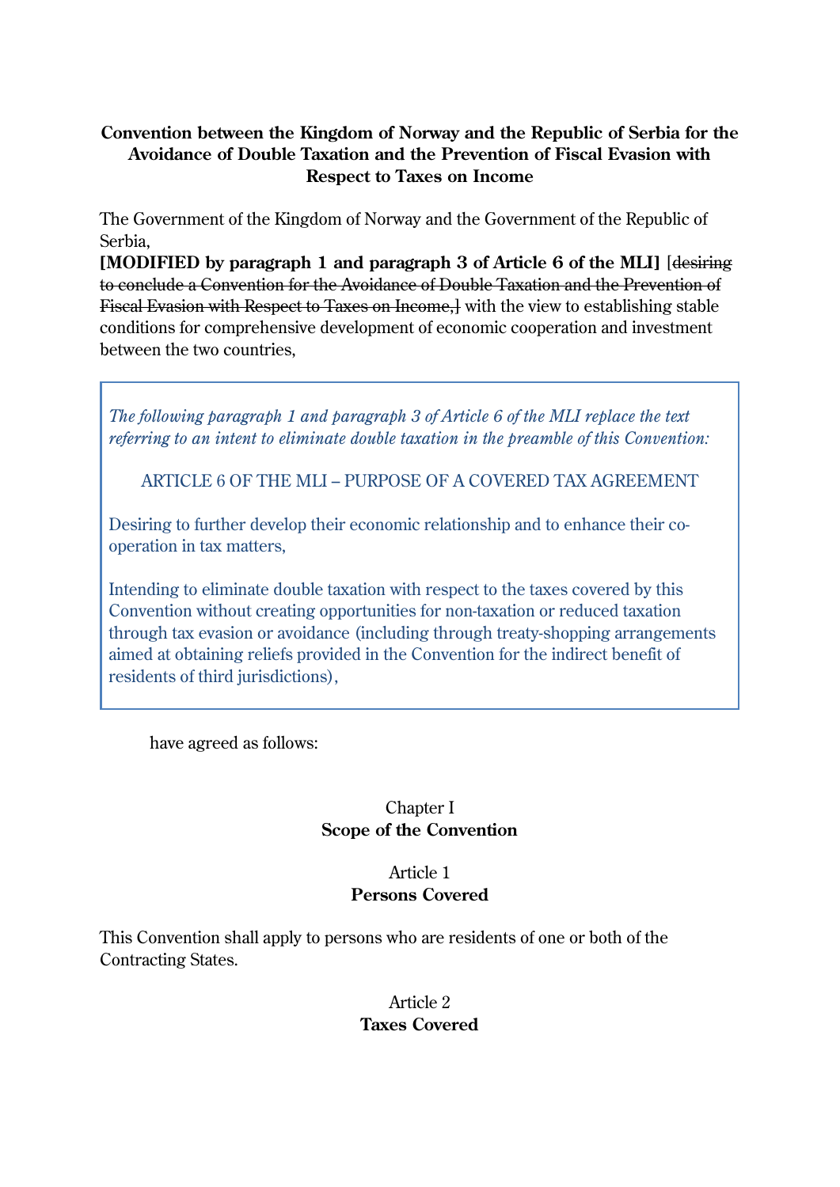**Convention between the Kingdom of Norway and the Republic of Serbia for the Avoidance of Double Taxation and the Prevention of Fiscal Evasion with Respect to Taxes on Income**

The Government of the Kingdom of Norway and the Government of the Republic of Serbia,

**[MODIFIED by paragraph 1 and paragraph 3 of Article 6 of the MLI]** [~~desiring to conclude a Convention for the Avoidance of Double Taxation and the Prevention of Fiscal Evasion with Respect to Taxes on Income,~~] with the view to establishing stable conditions for comprehensive development of economic cooperation and investment between the two countries,

> *The following paragraph 1 and paragraph 3 of Article 6 of the MLI replace the text referring to an intent to eliminate double taxation in the preamble of this Convention:*
>
> ARTICLE 6 OF THE MLI – PURPOSE OF A COVERED TAX AGREEMENT
>
> Desiring to further develop their economic relationship and to enhance their co-operation in tax matters,
>
> Intending to eliminate double taxation with respect to the taxes covered by this Convention without creating opportunities for non-taxation or reduced taxation through tax evasion or avoidance (including through treaty-shopping arrangements aimed at obtaining reliefs provided in the Convention for the indirect benefit of residents of third jurisdictions),

have agreed as follows:

## Chapter I
## Scope of the Convention

### Article 1
### Persons Covered

This Convention shall apply to persons who are residents of one or both of the Contracting States.

### Article 2
### Taxes Covered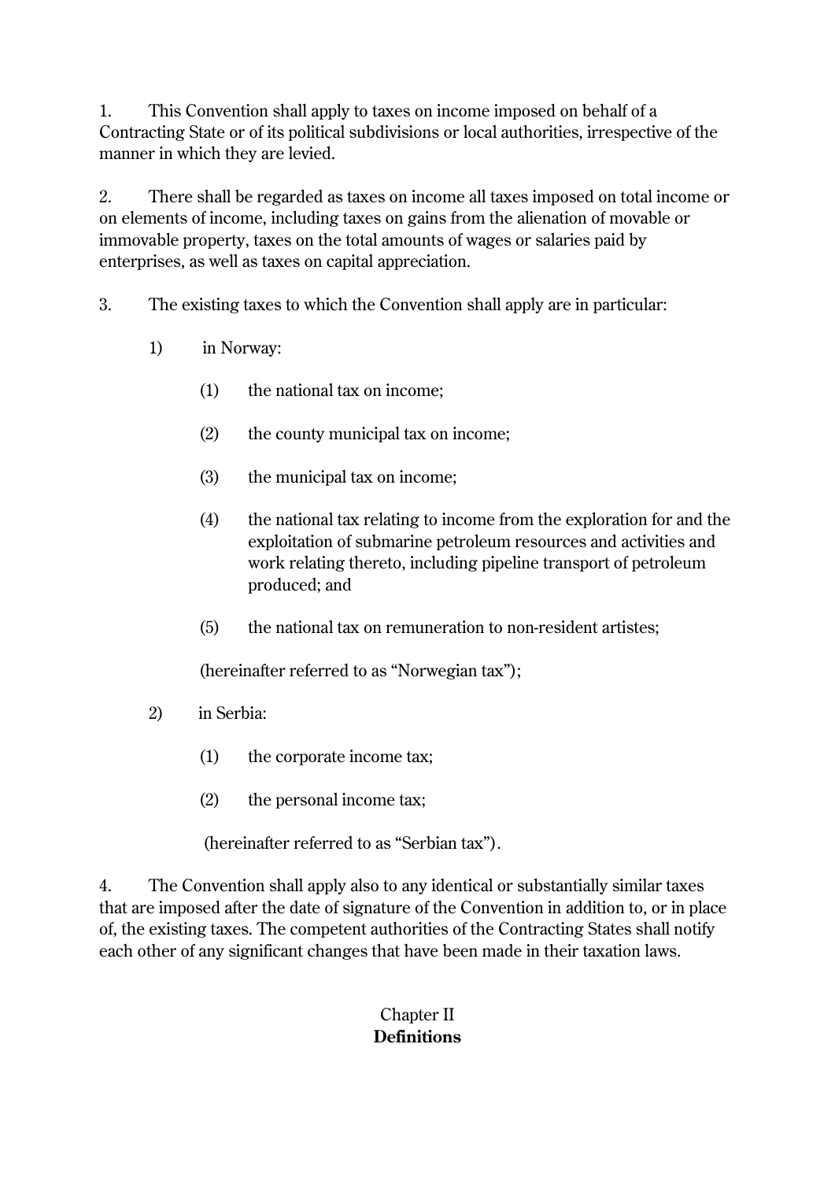1. This Convention shall apply to taxes on income imposed on behalf of a Contracting State or of its political subdivisions or local authorities, irrespective of the manner in which they are levied.

2. There shall be regarded as taxes on income all taxes imposed on total income or on elements of income, including taxes on gains from the alienation of movable or immovable property, taxes on the total amounts of wages or salaries paid by enterprises, as well as taxes on capital appreciation.

3. The existing taxes to which the Convention shall apply are in particular:

   1) in Norway:

      (1) the national tax on income;

      (2) the county municipal tax on income;

      (3) the municipal tax on income;

      (4) the national tax relating to income from the exploration for and the exploitation of submarine petroleum resources and activities and work relating thereto, including pipeline transport of petroleum produced; and

      (5) the national tax on remuneration to non-resident artistes;

      (hereinafter referred to as "Norwegian tax");

   2) in Serbia:

      (1) the corporate income tax;

      (2) the personal income tax;

      (hereinafter referred to as "Serbian tax").

4. The Convention shall apply also to any identical or substantially similar taxes that are imposed after the date of signature of the Convention in addition to, or in place of, the existing taxes. The competent authorities of the Contracting States shall notify each other of any significant changes that have been made in their taxation laws.

## Chapter II
## **Definitions**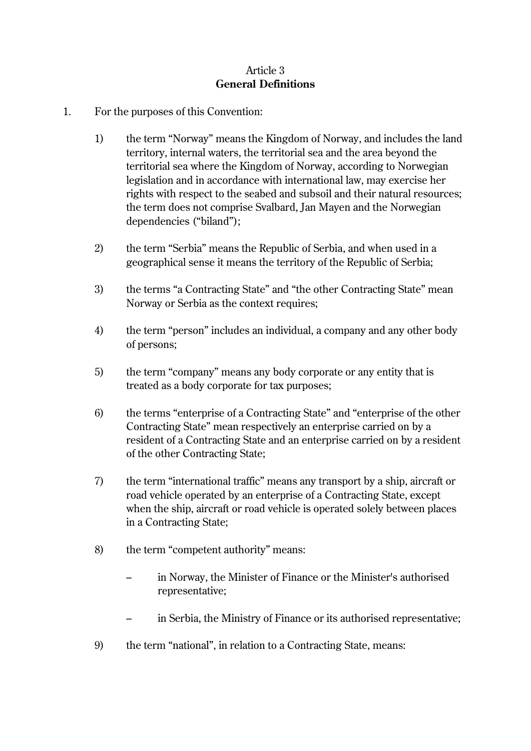## Article 3
### **General Definitions**

1. For the purposes of this Convention:

    1) the term “Norway” means the Kingdom of Norway, and includes the land territory, internal waters, the territorial sea and the area beyond the territorial sea where the Kingdom of Norway, according to Norwegian legislation and in accordance with international law, may exercise her rights with respect to the seabed and subsoil and their natural resources; the term does not comprise Svalbard, Jan Mayen and the Norwegian dependencies (“biland”);

    2) the term “Serbia” means the Republic of Serbia, and when used in a geographical sense it means the territory of the Republic of Serbia;

    3) the terms “a Contracting State” and “the other Contracting State” mean Norway or Serbia as the context requires;

    4) the term “person” includes an individual, a company and any other body of persons;

    5) the term “company” means any body corporate or any entity that is treated as a body corporate for tax purposes;

    6) the terms “enterprise of a Contracting State” and “enterprise of the other Contracting State” mean respectively an enterprise carried on by a resident of a Contracting State and an enterprise carried on by a resident of the other Contracting State;

    7) the term “international traffic” means any transport by a ship, aircraft or road vehicle operated by an enterprise of a Contracting State, except when the ship, aircraft or road vehicle is operated solely between places in a Contracting State;

    8) the term “competent authority” means:

        – in Norway, the Minister of Finance or the Minister's authorised representative;

        – in Serbia, the Ministry of Finance or its authorised representative;

    9) the term “national”, in relation to a Contracting State, means: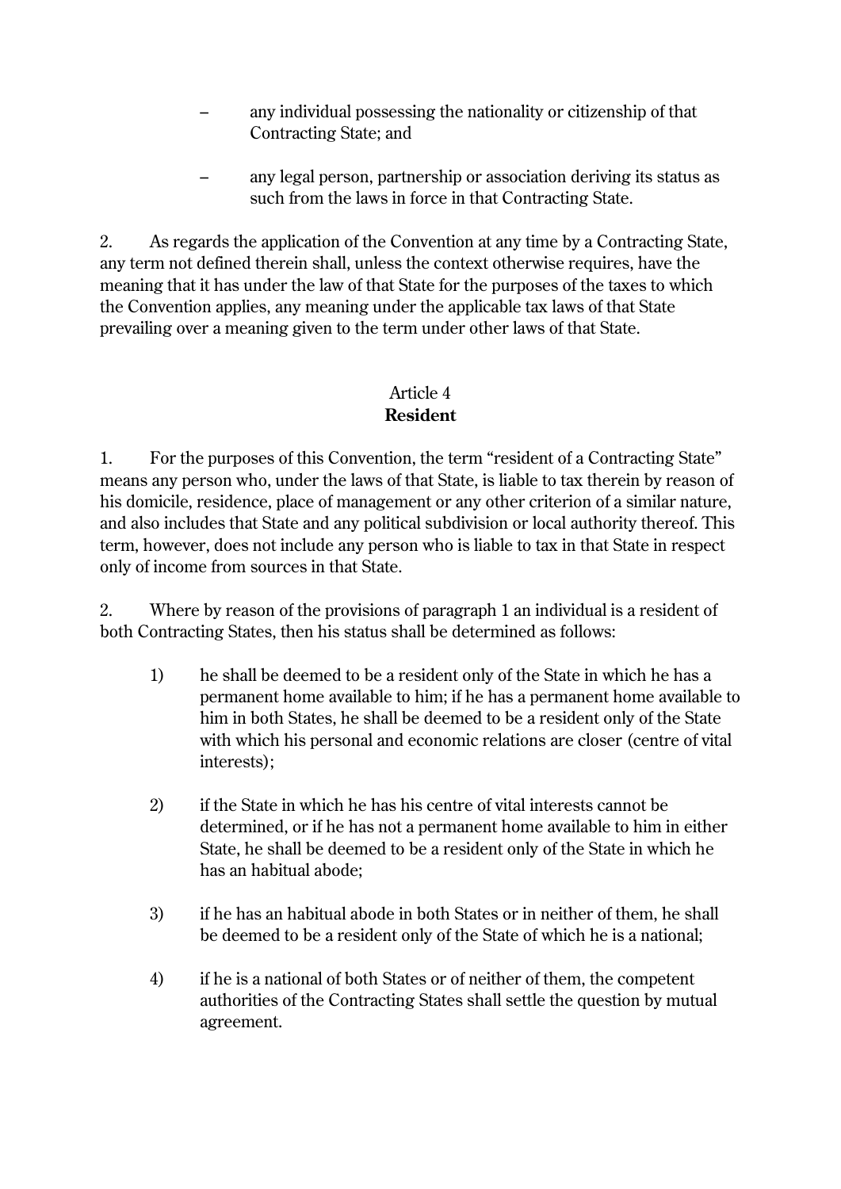– any individual possessing the nationality or citizenship of that Contracting State; and

– any legal person, partnership or association deriving its status as such from the laws in force in that Contracting State.

2. As regards the application of the Convention at any time by a Contracting State, any term not defined therein shall, unless the context otherwise requires, have the meaning that it has under the law of that State for the purposes of the taxes to which the Convention applies, any meaning under the applicable tax laws of that State prevailing over a meaning given to the term under other laws of that State.

## Article 4
## **Resident**

1. For the purposes of this Convention, the term "resident of a Contracting State" means any person who, under the laws of that State, is liable to tax therein by reason of his domicile, residence, place of management or any other criterion of a similar nature, and also includes that State and any political subdivision or local authority thereof. This term, however, does not include any person who is liable to tax in that State in respect only of income from sources in that State.

2. Where by reason of the provisions of paragraph 1 an individual is a resident of both Contracting States, then his status shall be determined as follows:

1) he shall be deemed to be a resident only of the State in which he has a permanent home available to him; if he has a permanent home available to him in both States, he shall be deemed to be a resident only of the State with which his personal and economic relations are closer (centre of vital interests);

2) if the State in which he has his centre of vital interests cannot be determined, or if he has not a permanent home available to him in either State, he shall be deemed to be a resident only of the State in which he has an habitual abode;

3) if he has an habitual abode in both States or in neither of them, he shall be deemed to be a resident only of the State of which he is a national;

4) if he is a national of both States or of neither of them, the competent authorities of the Contracting States shall settle the question by mutual agreement.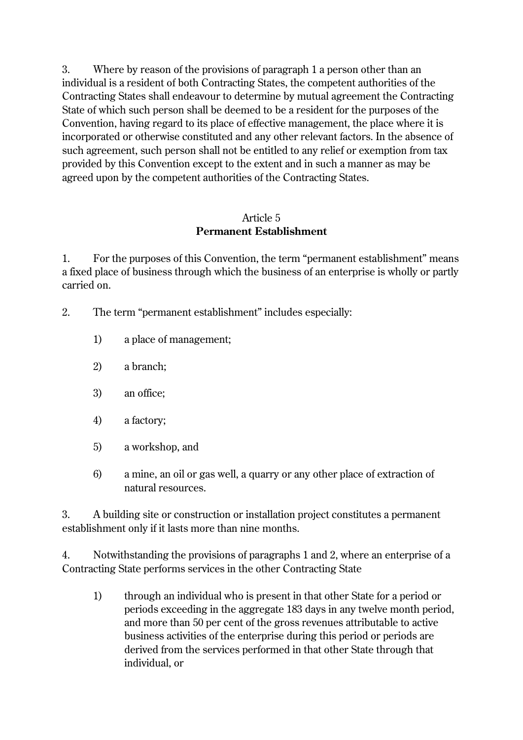3. Where by reason of the provisions of paragraph 1 a person other than an individual is a resident of both Contracting States, the competent authorities of the Contracting States shall endeavour to determine by mutual agreement the Contracting State of which such person shall be deemed to be a resident for the purposes of the Convention, having regard to its place of effective management, the place where it is incorporated or otherwise constituted and any other relevant factors. In the absence of such agreement, such person shall not be entitled to any relief or exemption from tax provided by this Convention except to the extent and in such a manner as may be agreed upon by the competent authorities of the Contracting States.

## Article 5
## **Permanent Establishment**

1. For the purposes of this Convention, the term "permanent establishment" means a fixed place of business through which the business of an enterprise is wholly or partly carried on.

2. The term "permanent establishment" includes especially:

   1) a place of management;

   2) a branch;

   3) an office;

   4) a factory;

   5) a workshop, and

   6) a mine, an oil or gas well, a quarry or any other place of extraction of natural resources.

3. A building site or construction or installation project constitutes a permanent establishment only if it lasts more than nine months.

4. Notwithstanding the provisions of paragraphs 1 and 2, where an enterprise of a Contracting State performs services in the other Contracting State

   1) through an individual who is present in that other State for a period or periods exceeding in the aggregate 183 days in any twelve month period, and more than 50 per cent of the gross revenues attributable to active business activities of the enterprise during this period or periods are derived from the services performed in that other State through that individual, or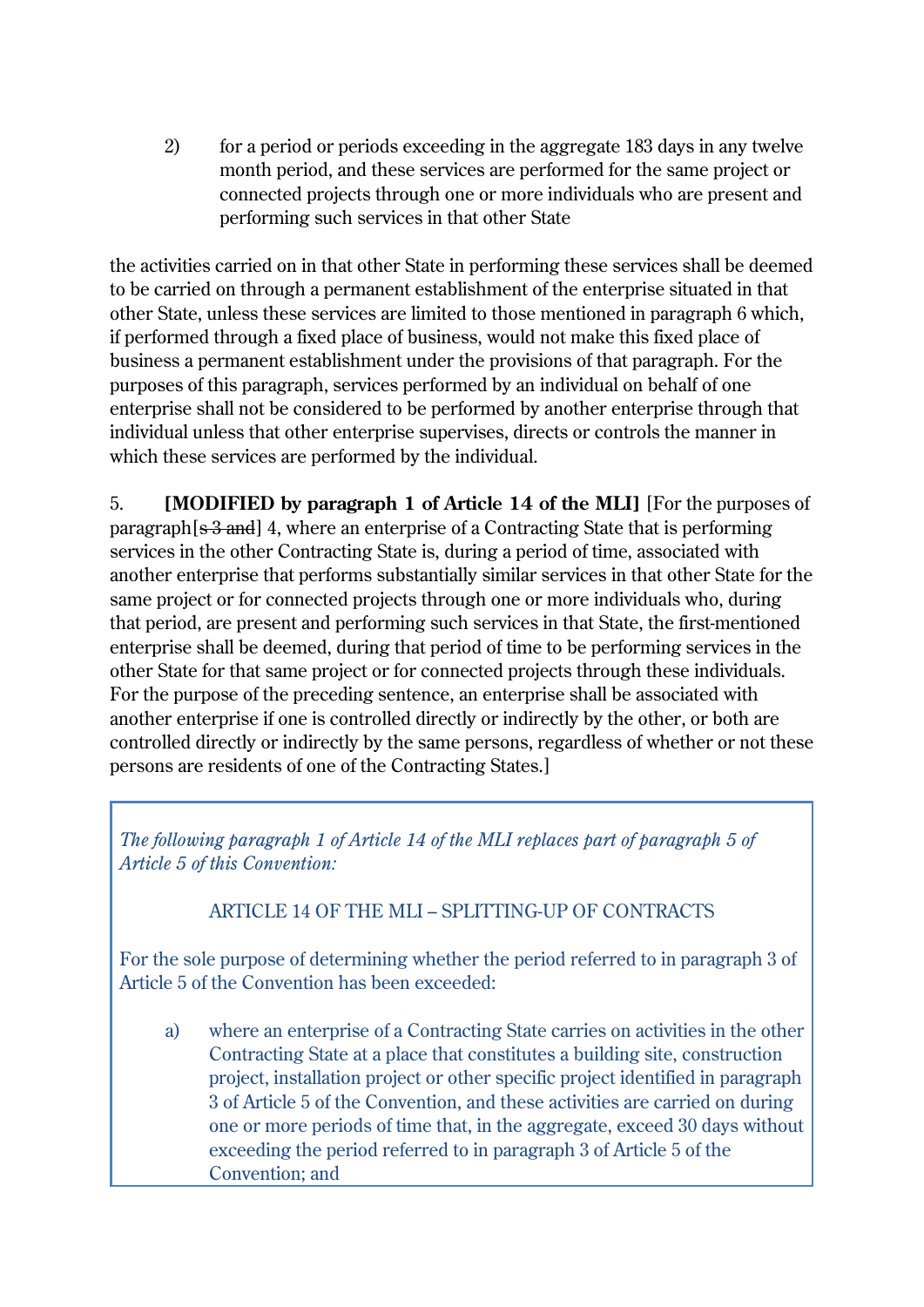2) for a period or periods exceeding in the aggregate 183 days in any twelve month period, and these services are performed for the same project or connected projects through one or more individuals who are present and performing such services in that other State

the activities carried on in that other State in performing these services shall be deemed to be carried on through a permanent establishment of the enterprise situated in that other State, unless these services are limited to those mentioned in paragraph 6 which, if performed through a fixed place of business, would not make this fixed place of business a permanent establishment under the provisions of that paragraph. For the purposes of this paragraph, services performed by an individual on behalf of one enterprise shall not be considered to be performed by another enterprise through that individual unless that other enterprise supervises, directs or controls the manner in which these services are performed by the individual.

5. **[MODIFIED by paragraph 1 of Article 14 of the MLI]** [For the purposes of paragraph[~~s 3 and~~] 4, where an enterprise of a Contracting State that is performing services in the other Contracting State is, during a period of time, associated with another enterprise that performs substantially similar services in that other State for the same project or for connected projects through one or more individuals who, during that period, are present and performing such services in that State, the first-mentioned enterprise shall be deemed, during that period of time to be performing services in the other State for that same project or for connected projects through these individuals. For the purpose of the preceding sentence, an enterprise shall be associated with another enterprise if one is controlled directly or indirectly by the other, or both are controlled directly or indirectly by the same persons, regardless of whether or not these persons are residents of one of the Contracting States.]

*The following paragraph 1 of Article 14 of the MLI replaces part of paragraph 5 of Article 5 of this Convention:*

ARTICLE 14 OF THE MLI – SPLITTING-UP OF CONTRACTS

For the sole purpose of determining whether the period referred to in paragraph 3 of Article 5 of the Convention has been exceeded:

a) where an enterprise of a Contracting State carries on activities in the other Contracting State at a place that constitutes a building site, construction project, installation project or other specific project identified in paragraph 3 of Article 5 of the Convention, and these activities are carried on during one or more periods of time that, in the aggregate, exceed 30 days without exceeding the period referred to in paragraph 3 of Article 5 of the Convention; and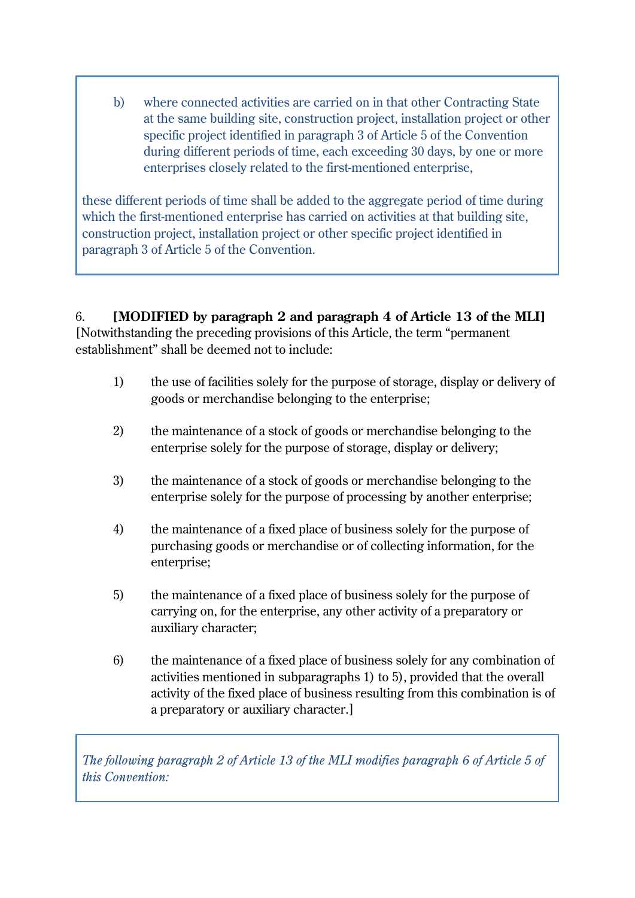b) where connected activities are carried on in that other Contracting State at the same building site, construction project, installation project or other specific project identified in paragraph 3 of Article 5 of the Convention during different periods of time, each exceeding 30 days, by one or more enterprises closely related to the first-mentioned enterprise,

these different periods of time shall be added to the aggregate period of time during which the first-mentioned enterprise has carried on activities at that building site, construction project, installation project or other specific project identified in paragraph 3 of Article 5 of the Convention.

6. **[MODIFIED by paragraph 2 and paragraph 4 of Article 13 of the MLI]** [Notwithstanding the preceding provisions of this Article, the term "permanent establishment" shall be deemed not to include:

1) the use of facilities solely for the purpose of storage, display or delivery of goods or merchandise belonging to the enterprise;

2) the maintenance of a stock of goods or merchandise belonging to the enterprise solely for the purpose of storage, display or delivery;

3) the maintenance of a stock of goods or merchandise belonging to the enterprise solely for the purpose of processing by another enterprise;

4) the maintenance of a fixed place of business solely for the purpose of purchasing goods or merchandise or of collecting information, for the enterprise;

5) the maintenance of a fixed place of business solely for the purpose of carrying on, for the enterprise, any other activity of a preparatory or auxiliary character;

6) the maintenance of a fixed place of business solely for any combination of activities mentioned in subparagraphs 1) to 5), provided that the overall activity of the fixed place of business resulting from this combination is of a preparatory or auxiliary character.]

*The following paragraph 2 of Article 13 of the MLI modifies paragraph 6 of Article 5 of this Convention:*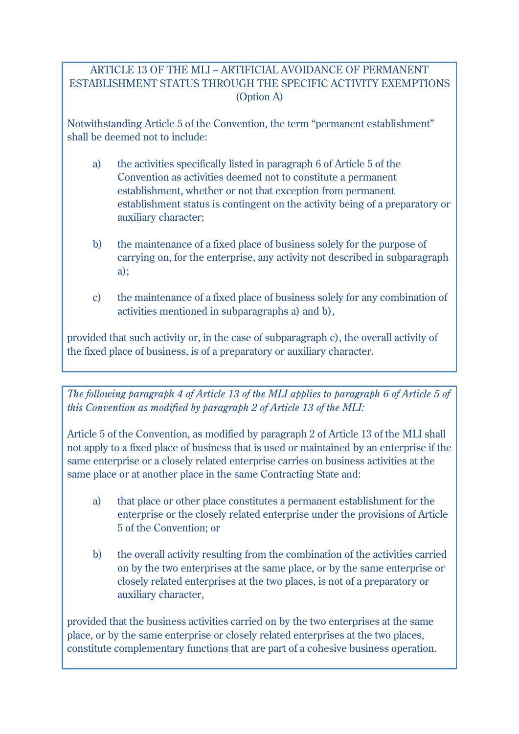ARTICLE 13 OF THE MLI – ARTIFICIAL AVOIDANCE OF PERMANENT ESTABLISHMENT STATUS THROUGH THE SPECIFIC ACTIVITY EXEMPTIONS (Option A)

Notwithstanding Article 5 of the Convention, the term "permanent establishment" shall be deemed not to include:

a) the activities specifically listed in paragraph 6 of Article 5 of the Convention as activities deemed not to constitute a permanent establishment, whether or not that exception from permanent establishment status is contingent on the activity being of a preparatory or auxiliary character;

b) the maintenance of a fixed place of business solely for the purpose of carrying on, for the enterprise, any activity not described in subparagraph a);

c) the maintenance of a fixed place of business solely for any combination of activities mentioned in subparagraphs a) and b),

provided that such activity or, in the case of subparagraph c), the overall activity of the fixed place of business, is of a preparatory or auxiliary character.

*The following paragraph 4 of Article 13 of the MLI applies to paragraph 6 of Article 5 of this Convention as modified by paragraph 2 of Article 13 of the MLI:*

Article 5 of the Convention, as modified by paragraph 2 of Article 13 of the MLI shall not apply to a fixed place of business that is used or maintained by an enterprise if the same enterprise or a closely related enterprise carries on business activities at the same place or at another place in the same Contracting State and:

a) that place or other place constitutes a permanent establishment for the enterprise or the closely related enterprise under the provisions of Article 5 of the Convention; or

b) the overall activity resulting from the combination of the activities carried on by the two enterprises at the same place, or by the same enterprise or closely related enterprises at the two places, is not of a preparatory or auxiliary character,

provided that the business activities carried on by the two enterprises at the same place, or by the same enterprise or closely related enterprises at the two places, constitute complementary functions that are part of a cohesive business operation.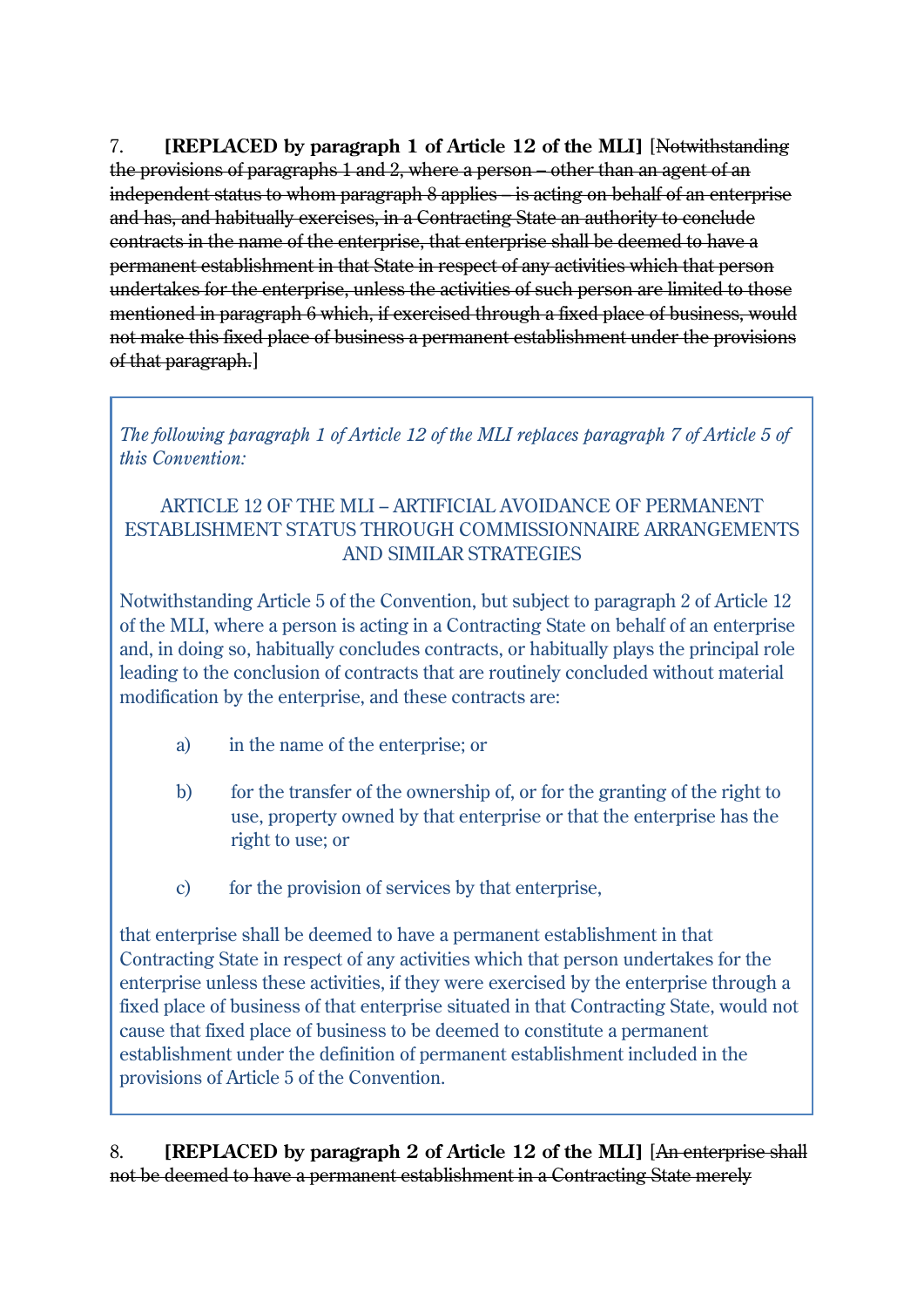7. **[REPLACED by paragraph 1 of Article 12 of the MLI]** [~~Notwithstanding the provisions of paragraphs 1 and 2, where a person – other than an agent of an independent status to whom paragraph 8 applies – is acting on behalf of an enterprise and has, and habitually exercises, in a Contracting State an authority to conclude contracts in the name of the enterprise, that enterprise shall be deemed to have a permanent establishment in that State in respect of any activities which that person undertakes for the enterprise, unless the activities of such person are limited to those mentioned in paragraph 6 which, if exercised through a fixed place of business, would not make this fixed place of business a permanent establishment under the provisions of that paragraph.~~]

*The following paragraph 1 of Article 12 of the MLI replaces paragraph 7 of Article 5 of this Convention:*

ARTICLE 12 OF THE MLI – ARTIFICIAL AVOIDANCE OF PERMANENT ESTABLISHMENT STATUS THROUGH COMMISSIONNAIRE ARRANGEMENTS AND SIMILAR STRATEGIES

Notwithstanding Article 5 of the Convention, but subject to paragraph 2 of Article 12 of the MLI, where a person is acting in a Contracting State on behalf of an enterprise and, in doing so, habitually concludes contracts, or habitually plays the principal role leading to the conclusion of contracts that are routinely concluded without material modification by the enterprise, and these contracts are:

a) in the name of the enterprise; or

b) for the transfer of the ownership of, or for the granting of the right to use, property owned by that enterprise or that the enterprise has the right to use; or

c) for the provision of services by that enterprise,

that enterprise shall be deemed to have a permanent establishment in that Contracting State in respect of any activities which that person undertakes for the enterprise unless these activities, if they were exercised by the enterprise through a fixed place of business of that enterprise situated in that Contracting State, would not cause that fixed place of business to be deemed to constitute a permanent establishment under the definition of permanent establishment included in the provisions of Article 5 of the Convention.

8. **[REPLACED by paragraph 2 of Article 12 of the MLI]** [~~An enterprise shall not be deemed to have a permanent establishment in a Contracting State merely~~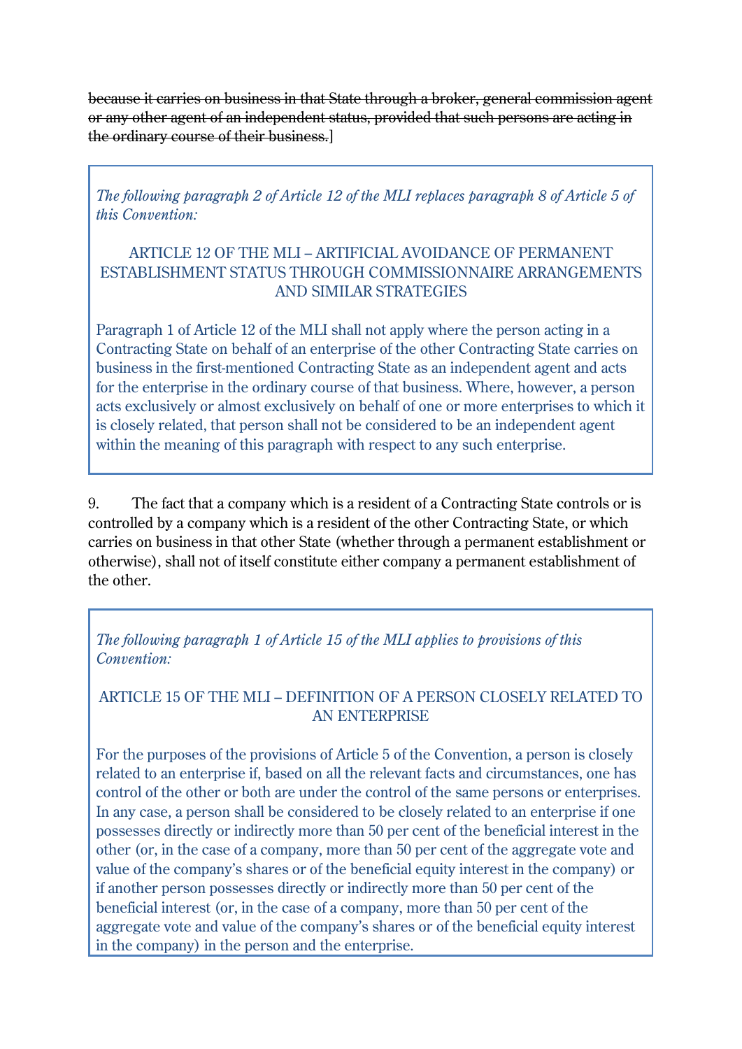~~because it carries on business in that State through a broker, general commission agent or any other agent of an independent status, provided that such persons are acting in the ordinary course of their business.~~]

> *The following paragraph 2 of Article 12 of the MLI replaces paragraph 8 of Article 5 of this Convention:*
>
> ARTICLE 12 OF THE MLI – ARTIFICIAL AVOIDANCE OF PERMANENT ESTABLISHMENT STATUS THROUGH COMMISSIONNAIRE ARRANGEMENTS AND SIMILAR STRATEGIES
>
> Paragraph 1 of Article 12 of the MLI shall not apply where the person acting in a Contracting State on behalf of an enterprise of the other Contracting State carries on business in the first-mentioned Contracting State as an independent agent and acts for the enterprise in the ordinary course of that business. Where, however, a person acts exclusively or almost exclusively on behalf of one or more enterprises to which it is closely related, that person shall not be considered to be an independent agent within the meaning of this paragraph with respect to any such enterprise.

9. The fact that a company which is a resident of a Contracting State controls or is controlled by a company which is a resident of the other Contracting State, or which carries on business in that other State (whether through a permanent establishment or otherwise), shall not of itself constitute either company a permanent establishment of the other.

> *The following paragraph 1 of Article 15 of the MLI applies to provisions of this Convention:*
>
> ARTICLE 15 OF THE MLI – DEFINITION OF A PERSON CLOSELY RELATED TO AN ENTERPRISE
>
> For the purposes of the provisions of Article 5 of the Convention, a person is closely related to an enterprise if, based on all the relevant facts and circumstances, one has control of the other or both are under the control of the same persons or enterprises. In any case, a person shall be considered to be closely related to an enterprise if one possesses directly or indirectly more than 50 per cent of the beneficial interest in the other (or, in the case of a company, more than 50 per cent of the aggregate vote and value of the company's shares or of the beneficial equity interest in the company) or if another person possesses directly or indirectly more than 50 per cent of the beneficial interest (or, in the case of a company, more than 50 per cent of the aggregate vote and value of the company's shares or of the beneficial equity interest in the company) in the person and the enterprise.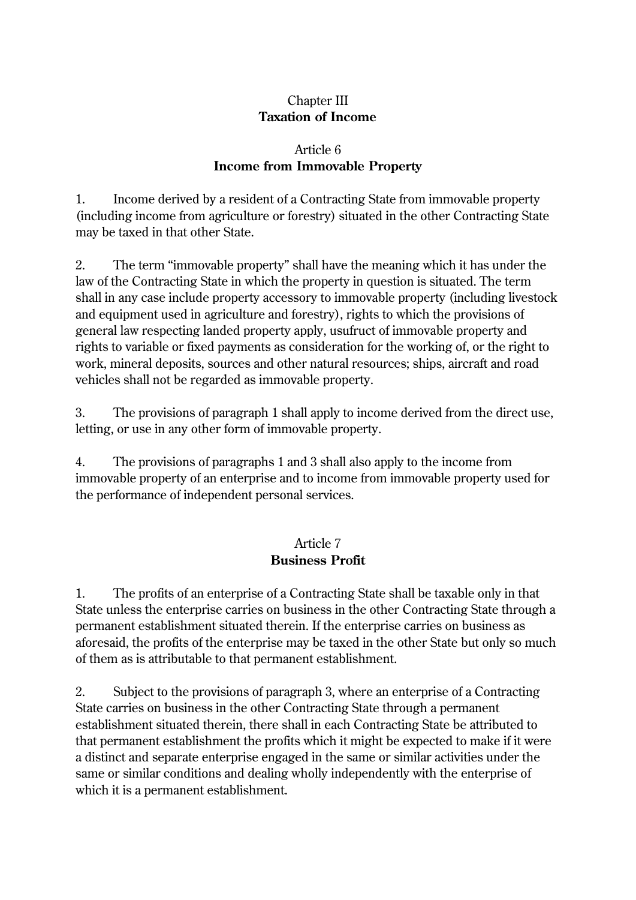## Chapter III
## **Taxation of Income**

### Article 6
### **Income from Immovable Property**

1. Income derived by a resident of a Contracting State from immovable property (including income from agriculture or forestry) situated in the other Contracting State may be taxed in that other State.

2. The term "immovable property" shall have the meaning which it has under the law of the Contracting State in which the property in question is situated. The term shall in any case include property accessory to immovable property (including livestock and equipment used in agriculture and forestry), rights to which the provisions of general law respecting landed property apply, usufruct of immovable property and rights to variable or fixed payments as consideration for the working of, or the right to work, mineral deposits, sources and other natural resources; ships, aircraft and road vehicles shall not be regarded as immovable property.

3. The provisions of paragraph 1 shall apply to income derived from the direct use, letting, or use in any other form of immovable property.

4. The provisions of paragraphs 1 and 3 shall also apply to the income from immovable property of an enterprise and to income from immovable property used for the performance of independent personal services.

### Article 7
### **Business Profit**

1. The profits of an enterprise of a Contracting State shall be taxable only in that State unless the enterprise carries on business in the other Contracting State through a permanent establishment situated therein. If the enterprise carries on business as aforesaid, the profits of the enterprise may be taxed in the other State but only so much of them as is attributable to that permanent establishment.

2. Subject to the provisions of paragraph 3, where an enterprise of a Contracting State carries on business in the other Contracting State through a permanent establishment situated therein, there shall in each Contracting State be attributed to that permanent establishment the profits which it might be expected to make if it were a distinct and separate enterprise engaged in the same or similar activities under the same or similar conditions and dealing wholly independently with the enterprise of which it is a permanent establishment.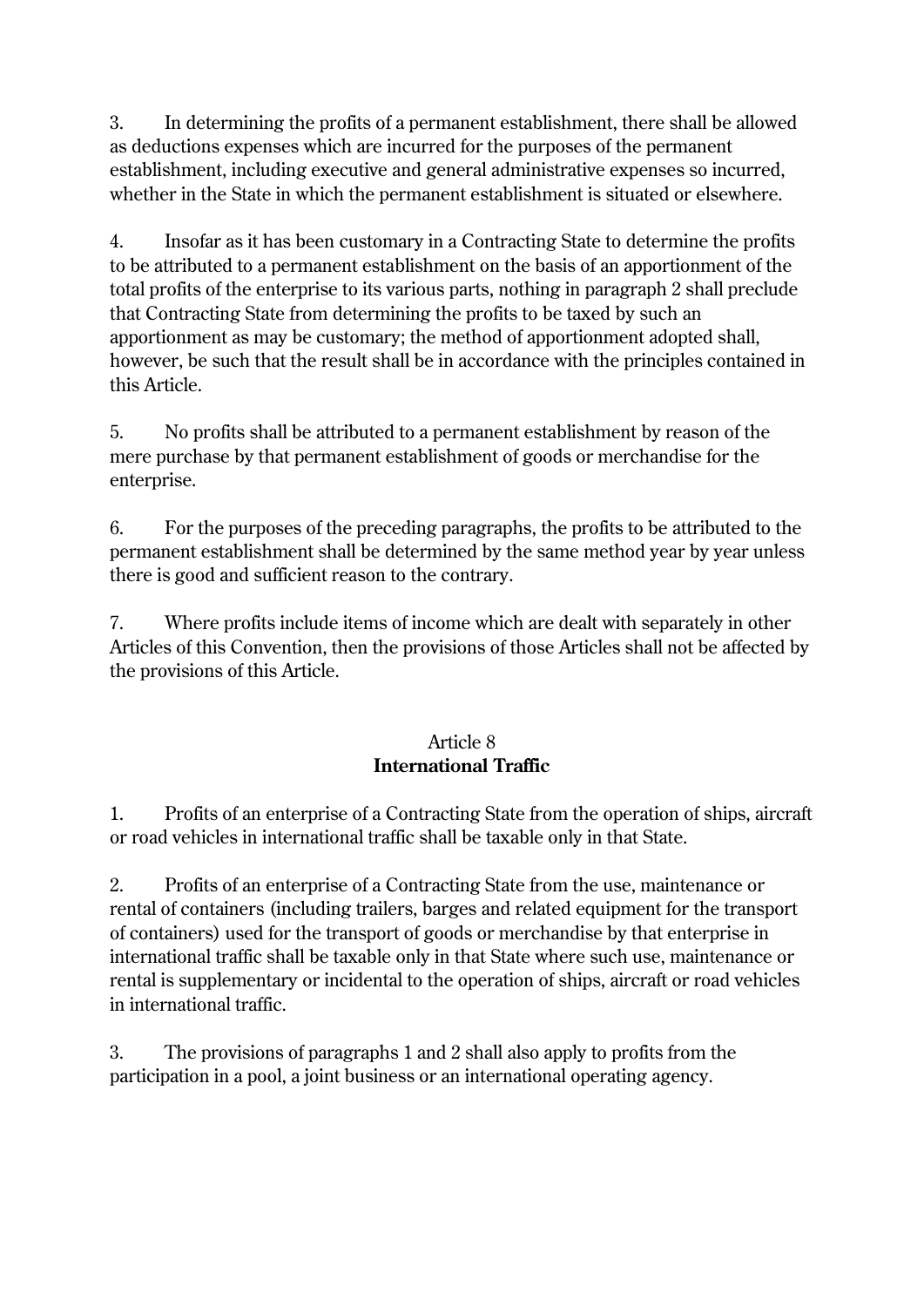3. In determining the profits of a permanent establishment, there shall be allowed as deductions expenses which are incurred for the purposes of the permanent establishment, including executive and general administrative expenses so incurred, whether in the State in which the permanent establishment is situated or elsewhere.

4. Insofar as it has been customary in a Contracting State to determine the profits to be attributed to a permanent establishment on the basis of an apportionment of the total profits of the enterprise to its various parts, nothing in paragraph 2 shall preclude that Contracting State from determining the profits to be taxed by such an apportionment as may be customary; the method of apportionment adopted shall, however, be such that the result shall be in accordance with the principles contained in this Article.

5. No profits shall be attributed to a permanent establishment by reason of the mere purchase by that permanent establishment of goods or merchandise for the enterprise.

6. For the purposes of the preceding paragraphs, the profits to be attributed to the permanent establishment shall be determined by the same method year by year unless there is good and sufficient reason to the contrary.

7. Where profits include items of income which are dealt with separately in other Articles of this Convention, then the provisions of those Articles shall not be affected by the provisions of this Article.

## Article 8
## **International Traffic**

1. Profits of an enterprise of a Contracting State from the operation of ships, aircraft or road vehicles in international traffic shall be taxable only in that State.

2. Profits of an enterprise of a Contracting State from the use, maintenance or rental of containers (including trailers, barges and related equipment for the transport of containers) used for the transport of goods or merchandise by that enterprise in international traffic shall be taxable only in that State where such use, maintenance or rental is supplementary or incidental to the operation of ships, aircraft or road vehicles in international traffic.

3. The provisions of paragraphs 1 and 2 shall also apply to profits from the participation in a pool, a joint business or an international operating agency.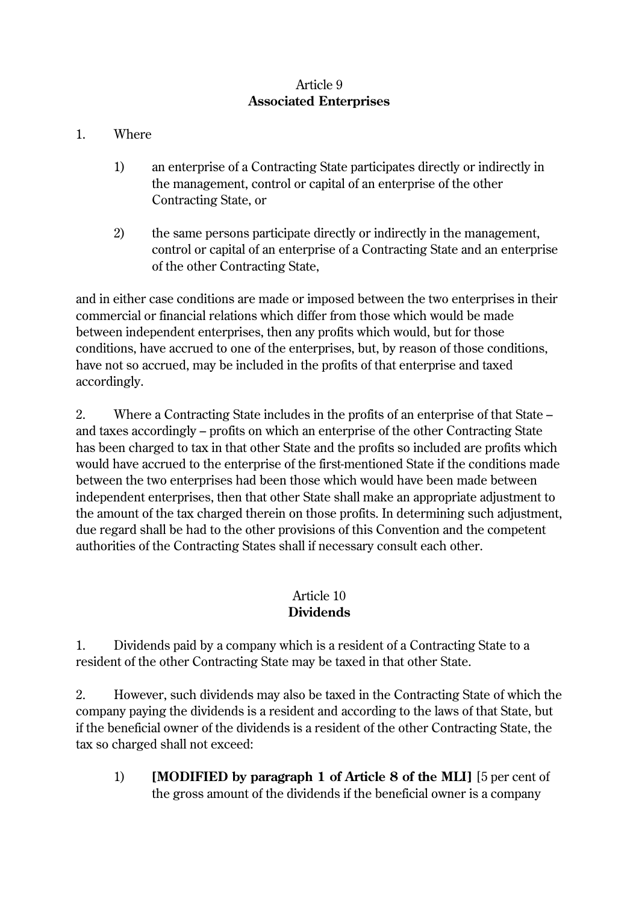Article 9
**Associated Enterprises**

1. Where

   1) an enterprise of a Contracting State participates directly or indirectly in the management, control or capital of an enterprise of the other Contracting State, or

   2) the same persons participate directly or indirectly in the management, control or capital of an enterprise of a Contracting State and an enterprise of the other Contracting State,

and in either case conditions are made or imposed between the two enterprises in their commercial or financial relations which differ from those which would be made between independent enterprises, then any profits which would, but for those conditions, have accrued to one of the enterprises, but, by reason of those conditions, have not so accrued, may be included in the profits of that enterprise and taxed accordingly.

2. Where a Contracting State includes in the profits of an enterprise of that State – and taxes accordingly – profits on which an enterprise of the other Contracting State has been charged to tax in that other State and the profits so included are profits which would have accrued to the enterprise of the first-mentioned State if the conditions made between the two enterprises had been those which would have been made between independent enterprises, then that other State shall make an appropriate adjustment to the amount of the tax charged therein on those profits. In determining such adjustment, due regard shall be had to the other provisions of this Convention and the competent authorities of the Contracting States shall if necessary consult each other.

Article 10
**Dividends**

1. Dividends paid by a company which is a resident of a Contracting State to a resident of the other Contracting State may be taxed in that other State.

2. However, such dividends may also be taxed in the Contracting State of which the company paying the dividends is a resident and according to the laws of that State, but if the beneficial owner of the dividends is a resident of the other Contracting State, the tax so charged shall not exceed:

   1) **[MODIFIED by paragraph 1 of Article 8 of the MLI]** [5 per cent of the gross amount of the dividends if the beneficial owner is a company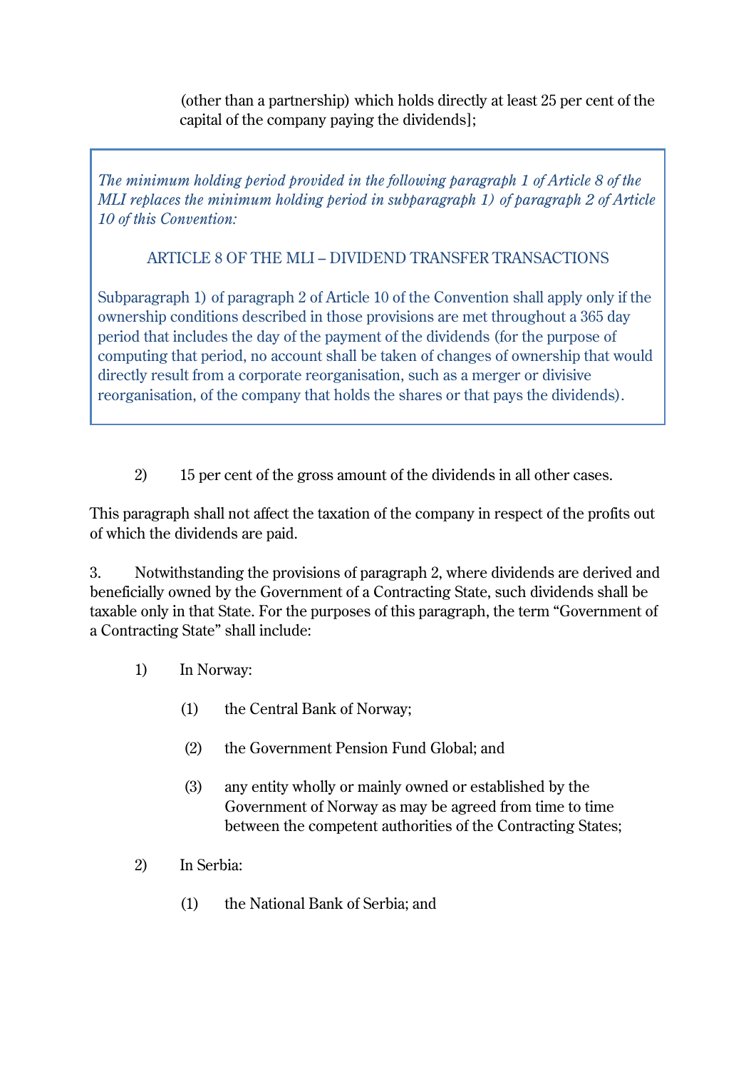(other than a partnership) which holds directly at least 25 per cent of the capital of the company paying the dividends];

> *The minimum holding period provided in the following paragraph 1 of Article 8 of the MLI replaces the minimum holding period in subparagraph 1) of paragraph 2 of Article 10 of this Convention:*
>
> ARTICLE 8 OF THE MLI – DIVIDEND TRANSFER TRANSACTIONS
>
> Subparagraph 1) of paragraph 2 of Article 10 of the Convention shall apply only if the ownership conditions described in those provisions are met throughout a 365 day period that includes the day of the payment of the dividends (for the purpose of computing that period, no account shall be taken of changes of ownership that would directly result from a corporate reorganisation, such as a merger or divisive reorganisation, of the company that holds the shares or that pays the dividends).

2) 15 per cent of the gross amount of the dividends in all other cases.

This paragraph shall not affect the taxation of the company in respect of the profits out of which the dividends are paid.

3. Notwithstanding the provisions of paragraph 2, where dividends are derived and beneficially owned by the Government of a Contracting State, such dividends shall be taxable only in that State. For the purposes of this paragraph, the term "Government of a Contracting State" shall include:

1) In Norway:

   (1) the Central Bank of Norway;

   (2) the Government Pension Fund Global; and

   (3) any entity wholly or mainly owned or established by the Government of Norway as may be agreed from time to time between the competent authorities of the Contracting States;

2) In Serbia:

   (1) the National Bank of Serbia; and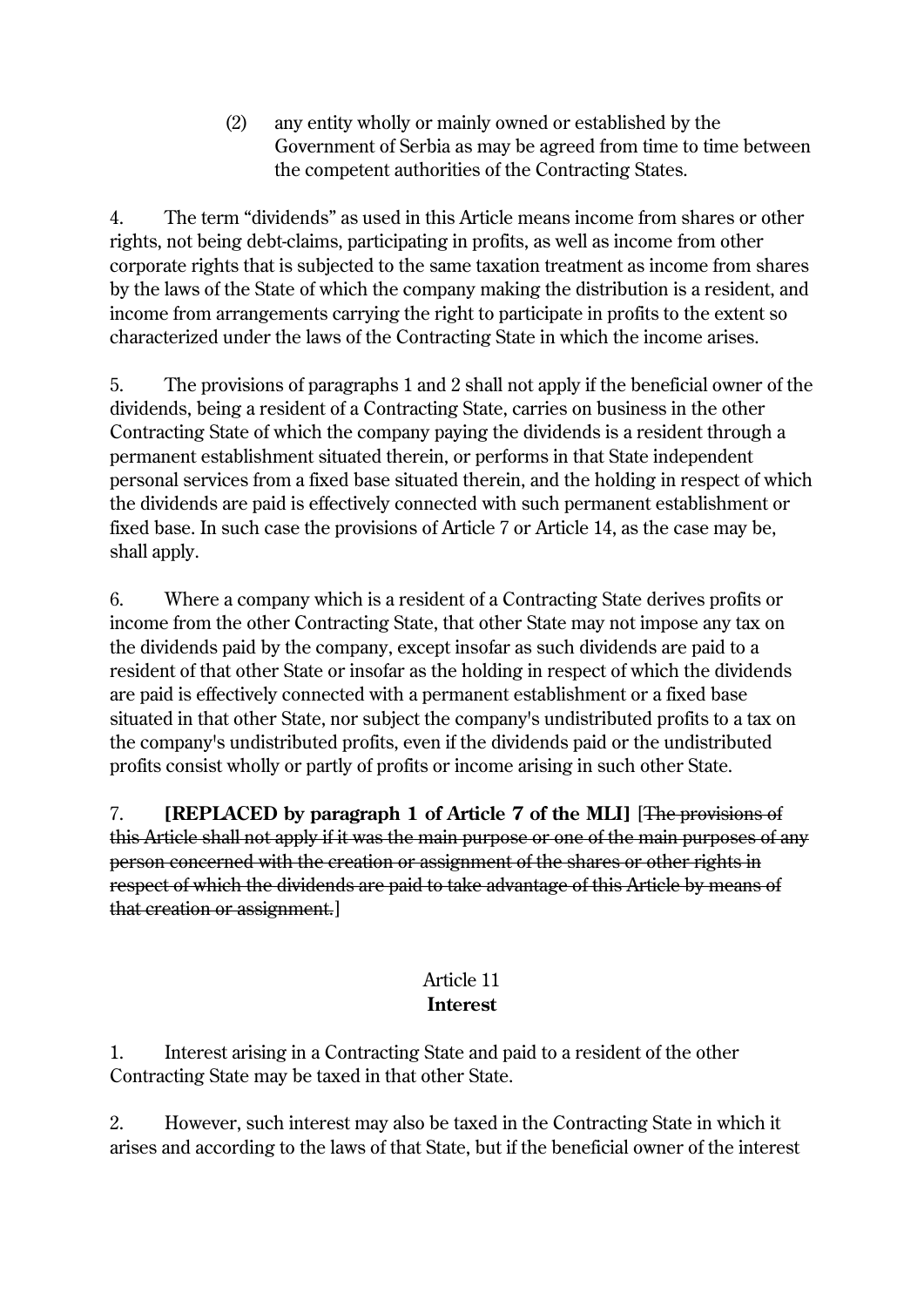(2) any entity wholly or mainly owned or established by the Government of Serbia as may be agreed from time to time between the competent authorities of the Contracting States.

4. The term "dividends" as used in this Article means income from shares or other rights, not being debt-claims, participating in profits, as well as income from other corporate rights that is subjected to the same taxation treatment as income from shares by the laws of the State of which the company making the distribution is a resident, and income from arrangements carrying the right to participate in profits to the extent so characterized under the laws of the Contracting State in which the income arises.

5. The provisions of paragraphs 1 and 2 shall not apply if the beneficial owner of the dividends, being a resident of a Contracting State, carries on business in the other Contracting State of which the company paying the dividends is a resident through a permanent establishment situated therein, or performs in that State independent personal services from a fixed base situated therein, and the holding in respect of which the dividends are paid is effectively connected with such permanent establishment or fixed base. In such case the provisions of Article 7 or Article 14, as the case may be, shall apply.

6. Where a company which is a resident of a Contracting State derives profits or income from the other Contracting State, that other State may not impose any tax on the dividends paid by the company, except insofar as such dividends are paid to a resident of that other State or insofar as the holding in respect of which the dividends are paid is effectively connected with a permanent establishment or a fixed base situated in that other State, nor subject the company's undistributed profits to a tax on the company's undistributed profits, even if the dividends paid or the undistributed profits consist wholly or partly of profits or income arising in such other State.

7. **[REPLACED by paragraph 1 of Article 7 of the MLI]** [~~The provisions of this Article shall not apply if it was the main purpose or one of the main purposes of any person concerned with the creation or assignment of the shares or other rights in respect of which the dividends are paid to take advantage of this Article by means of that creation or assignment.~~]

## Article 11
## **Interest**

1. Interest arising in a Contracting State and paid to a resident of the other Contracting State may be taxed in that other State.

2. However, such interest may also be taxed in the Contracting State in which it arises and according to the laws of that State, but if the beneficial owner of the interest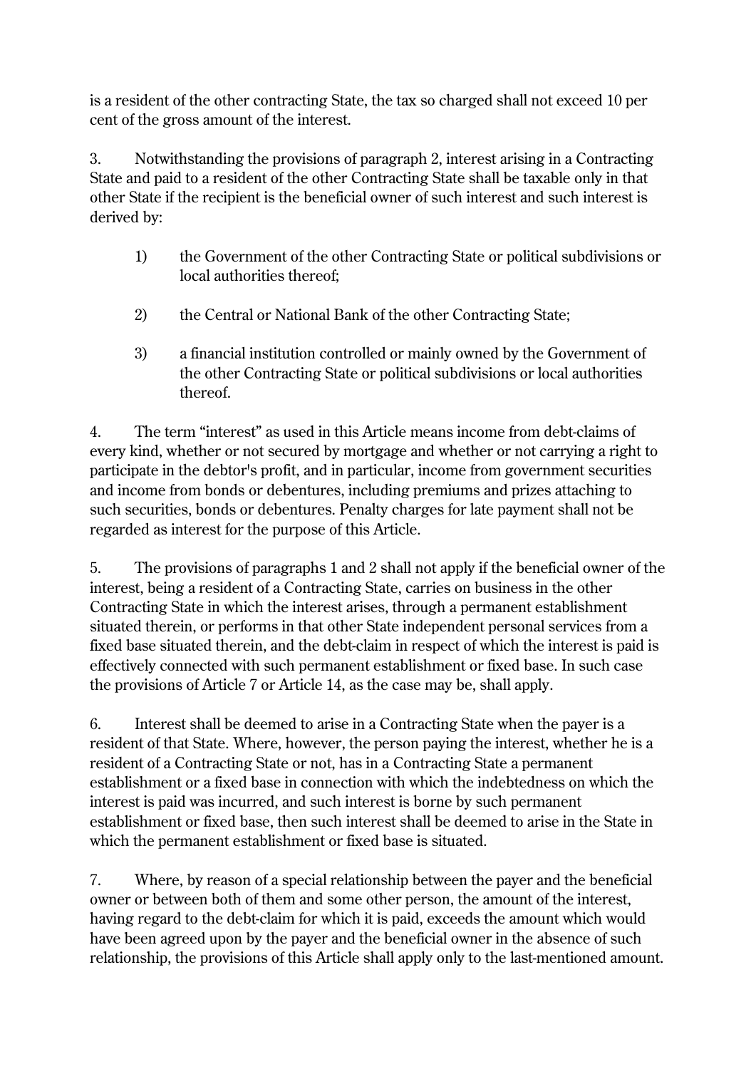is a resident of the other contracting State, the tax so charged shall not exceed 10 per cent of the gross amount of the interest.

3. Notwithstanding the provisions of paragraph 2, interest arising in a Contracting State and paid to a resident of the other Contracting State shall be taxable only in that other State if the recipient is the beneficial owner of such interest and such interest is derived by:

1) the Government of the other Contracting State or political subdivisions or local authorities thereof;

2) the Central or National Bank of the other Contracting State;

3) a financial institution controlled or mainly owned by the Government of the other Contracting State or political subdivisions or local authorities thereof.

4. The term "interest" as used in this Article means income from debt-claims of every kind, whether or not secured by mortgage and whether or not carrying a right to participate in the debtor's profit, and in particular, income from government securities and income from bonds or debentures, including premiums and prizes attaching to such securities, bonds or debentures. Penalty charges for late payment shall not be regarded as interest for the purpose of this Article.

5. The provisions of paragraphs 1 and 2 shall not apply if the beneficial owner of the interest, being a resident of a Contracting State, carries on business in the other Contracting State in which the interest arises, through a permanent establishment situated therein, or performs in that other State independent personal services from a fixed base situated therein, and the debt-claim in respect of which the interest is paid is effectively connected with such permanent establishment or fixed base. In such case the provisions of Article 7 or Article 14, as the case may be, shall apply.

6. Interest shall be deemed to arise in a Contracting State when the payer is a resident of that State. Where, however, the person paying the interest, whether he is a resident of a Contracting State or not, has in a Contracting State a permanent establishment or a fixed base in connection with which the indebtedness on which the interest is paid was incurred, and such interest is borne by such permanent establishment or fixed base, then such interest shall be deemed to arise in the State in which the permanent establishment or fixed base is situated.

7. Where, by reason of a special relationship between the payer and the beneficial owner or between both of them and some other person, the amount of the interest, having regard to the debt-claim for which it is paid, exceeds the amount which would have been agreed upon by the payer and the beneficial owner in the absence of such relationship, the provisions of this Article shall apply only to the last-mentioned amount.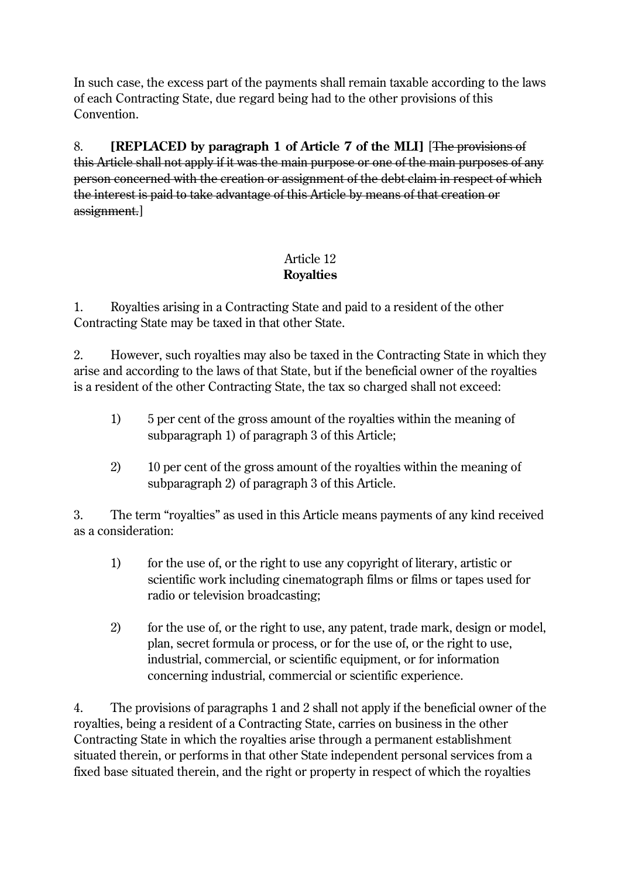In such case, the excess part of the payments shall remain taxable according to the laws of each Contracting State, due regard being had to the other provisions of this Convention.

8. **[REPLACED by paragraph 1 of Article 7 of the MLI]** [~~The provisions of this Article shall not apply if it was the main purpose or one of the main purposes of any person concerned with the creation or assignment of the debt-claim in respect of which the interest is paid to take advantage of this Article by means of that creation or assignment.~~]

## Article 12
## **Royalties**

1. Royalties arising in a Contracting State and paid to a resident of the other Contracting State may be taxed in that other State.

2. However, such royalties may also be taxed in the Contracting State in which they arise and according to the laws of that State, but if the beneficial owner of the royalties is a resident of the other Contracting State, the tax so charged shall not exceed:

1) 5 per cent of the gross amount of the royalties within the meaning of subparagraph 1) of paragraph 3 of this Article;

2) 10 per cent of the gross amount of the royalties within the meaning of subparagraph 2) of paragraph 3 of this Article.

3. The term "royalties" as used in this Article means payments of any kind received as a consideration:

1) for the use of, or the right to use any copyright of literary, artistic or scientific work including cinematograph films or films or tapes used for radio or television broadcasting;

2) for the use of, or the right to use, any patent, trade mark, design or model, plan, secret formula or process, or for the use of, or the right to use, industrial, commercial, or scientific equipment, or for information concerning industrial, commercial or scientific experience.

4. The provisions of paragraphs 1 and 2 shall not apply if the beneficial owner of the royalties, being a resident of a Contracting State, carries on business in the other Contracting State in which the royalties arise through a permanent establishment situated therein, or performs in that other State independent personal services from a fixed base situated therein, and the right or property in respect of which the royalties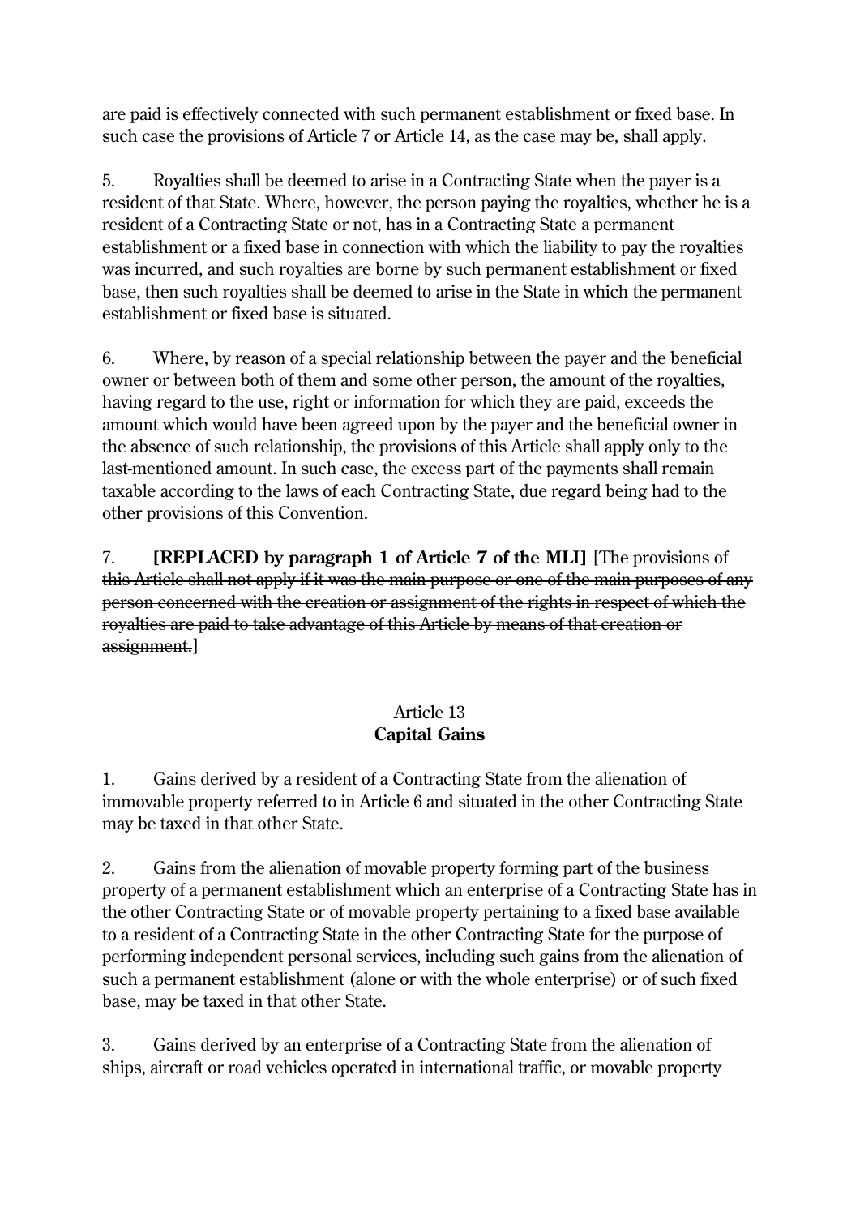are paid is effectively connected with such permanent establishment or fixed base. In such case the provisions of Article 7 or Article 14, as the case may be, shall apply.

5. Royalties shall be deemed to arise in a Contracting State when the payer is a resident of that State. Where, however, the person paying the royalties, whether he is a resident of a Contracting State or not, has in a Contracting State a permanent establishment or a fixed base in connection with which the liability to pay the royalties was incurred, and such royalties are borne by such permanent establishment or fixed base, then such royalties shall be deemed to arise in the State in which the permanent establishment or fixed base is situated.

6. Where, by reason of a special relationship between the payer and the beneficial owner or between both of them and some other person, the amount of the royalties, having regard to the use, right or information for which they are paid, exceeds the amount which would have been agreed upon by the payer and the beneficial owner in the absence of such relationship, the provisions of this Article shall apply only to the last-mentioned amount. In such case, the excess part of the payments shall remain taxable according to the laws of each Contracting State, due regard being had to the other provisions of this Convention.

7. **[REPLACED by paragraph 1 of Article 7 of the MLI]** [~~The provisions of this Article shall not apply if it was the main purpose or one of the main purposes of any person concerned with the creation or assignment of the rights in respect of which the royalties are paid to take advantage of this Article by means of that creation or assignment.~~]

## Article 13
## **Capital Gains**

1. Gains derived by a resident of a Contracting State from the alienation of immovable property referred to in Article 6 and situated in the other Contracting State may be taxed in that other State.

2. Gains from the alienation of movable property forming part of the business property of a permanent establishment which an enterprise of a Contracting State has in the other Contracting State or of movable property pertaining to a fixed base available to a resident of a Contracting State in the other Contracting State for the purpose of performing independent personal services, including such gains from the alienation of such a permanent establishment (alone or with the whole enterprise) or of such fixed base, may be taxed in that other State.

3. Gains derived by an enterprise of a Contracting State from the alienation of ships, aircraft or road vehicles operated in international traffic, or movable property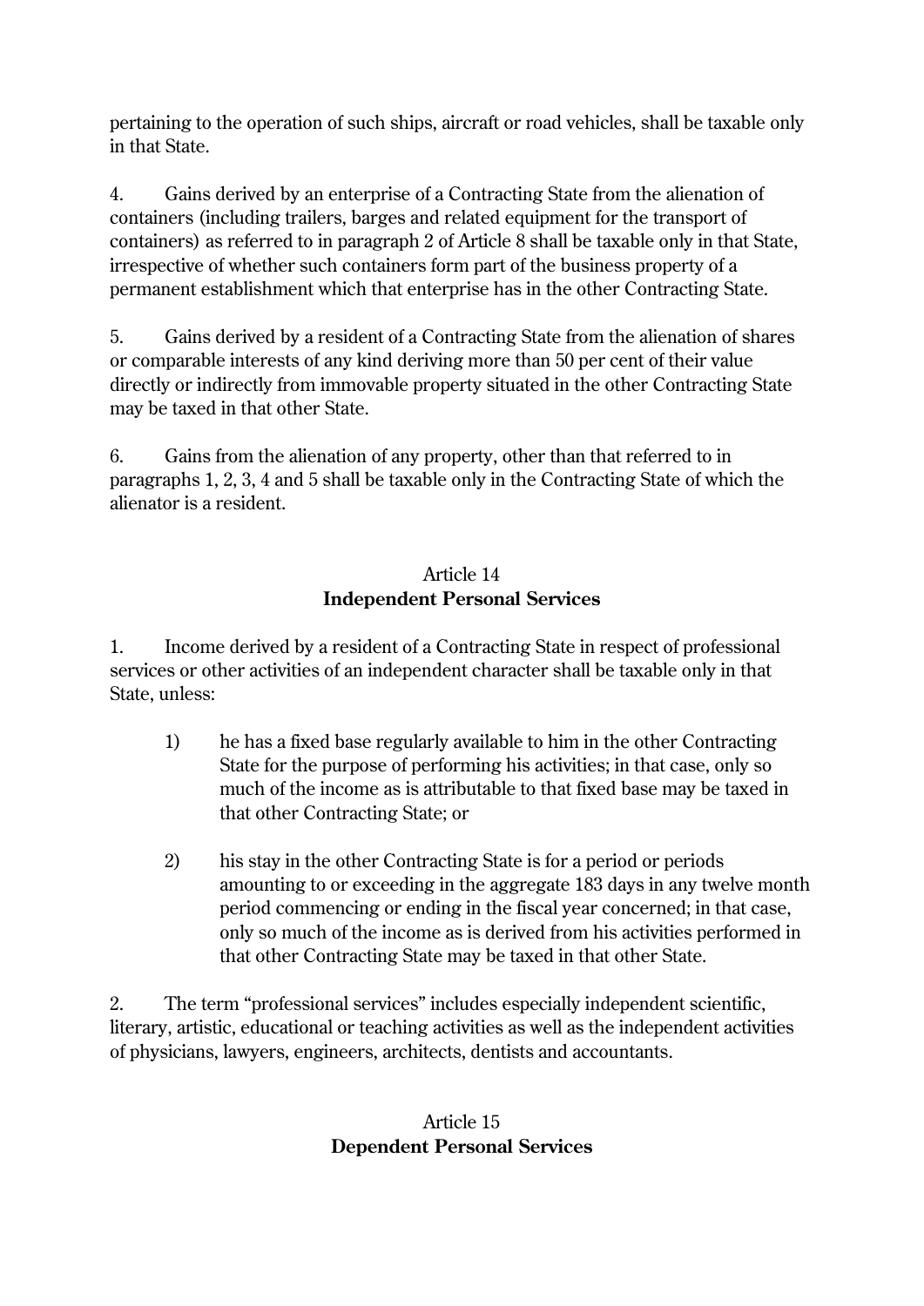pertaining to the operation of such ships, aircraft or road vehicles, shall be taxable only in that State.

4. Gains derived by an enterprise of a Contracting State from the alienation of containers (including trailers, barges and related equipment for the transport of containers) as referred to in paragraph 2 of Article 8 shall be taxable only in that State, irrespective of whether such containers form part of the business property of a permanent establishment which that enterprise has in the other Contracting State.

5. Gains derived by a resident of a Contracting State from the alienation of shares or comparable interests of any kind deriving more than 50 per cent of their value directly or indirectly from immovable property situated in the other Contracting State may be taxed in that other State.

6. Gains from the alienation of any property, other than that referred to in paragraphs 1, 2, 3, 4 and 5 shall be taxable only in the Contracting State of which the alienator is a resident.

## Article 14
## Independent Personal Services

1. Income derived by a resident of a Contracting State in respect of professional services or other activities of an independent character shall be taxable only in that State, unless:

   1) he has a fixed base regularly available to him in the other Contracting State for the purpose of performing his activities; in that case, only so much of the income as is attributable to that fixed base may be taxed in that other Contracting State; or

   2) his stay in the other Contracting State is for a period or periods amounting to or exceeding in the aggregate 183 days in any twelve month period commencing or ending in the fiscal year concerned; in that case, only so much of the income as is derived from his activities performed in that other Contracting State may be taxed in that other State.

2. The term "professional services" includes especially independent scientific, literary, artistic, educational or teaching activities as well as the independent activities of physicians, lawyers, engineers, architects, dentists and accountants.

## Article 15
## Dependent Personal Services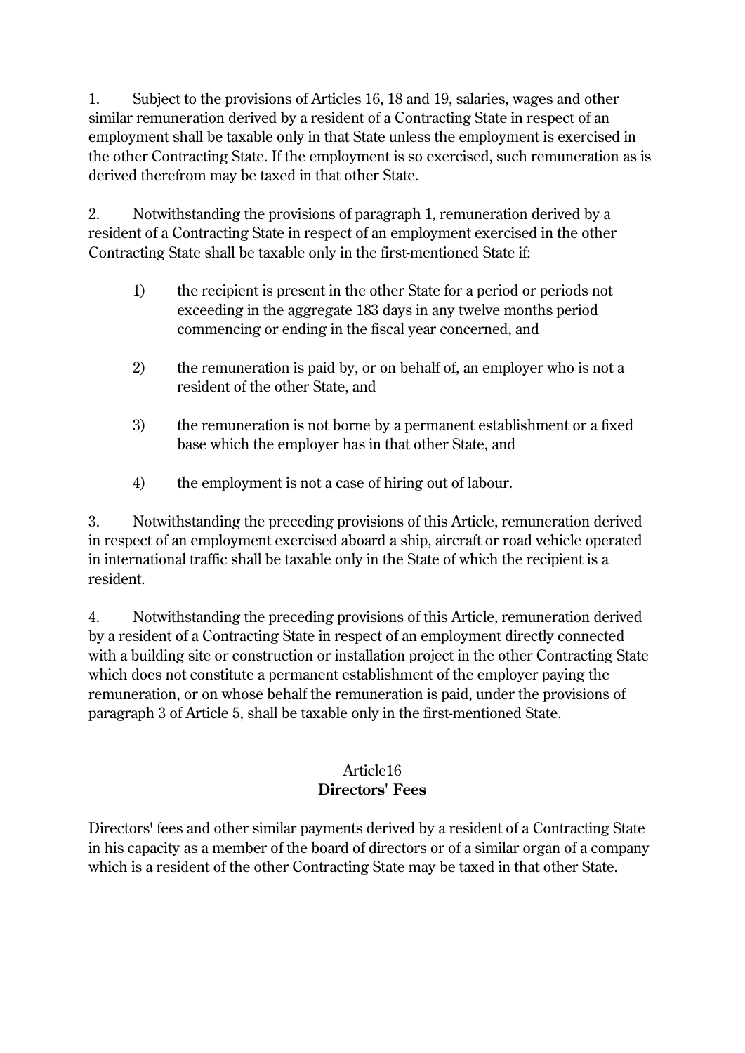1. Subject to the provisions of Articles 16, 18 and 19, salaries, wages and other similar remuneration derived by a resident of a Contracting State in respect of an employment shall be taxable only in that State unless the employment is exercised in the other Contracting State. If the employment is so exercised, such remuneration as is derived therefrom may be taxed in that other State.

2. Notwithstanding the provisions of paragraph 1, remuneration derived by a resident of a Contracting State in respect of an employment exercised in the other Contracting State shall be taxable only in the first-mentioned State if:

   1) the recipient is present in the other State for a period or periods not exceeding in the aggregate 183 days in any twelve months period commencing or ending in the fiscal year concerned, and

   2) the remuneration is paid by, or on behalf of, an employer who is not a resident of the other State, and

   3) the remuneration is not borne by a permanent establishment or a fixed base which the employer has in that other State, and

   4) the employment is not a case of hiring out of labour.

3. Notwithstanding the preceding provisions of this Article, remuneration derived in respect of an employment exercised aboard a ship, aircraft or road vehicle operated in international traffic shall be taxable only in the State of which the recipient is a resident.

4. Notwithstanding the preceding provisions of this Article, remuneration derived by a resident of a Contracting State in respect of an employment directly connected with a building site or construction or installation project in the other Contracting State which does not constitute a permanent establishment of the employer paying the remuneration, or on whose behalf the remuneration is paid, under the provisions of paragraph 3 of Article 5, shall be taxable only in the first-mentioned State.

## Article16
## **Directors' Fees**

Directors' fees and other similar payments derived by a resident of a Contracting State in his capacity as a member of the board of directors or of a similar organ of a company which is a resident of the other Contracting State may be taxed in that other State.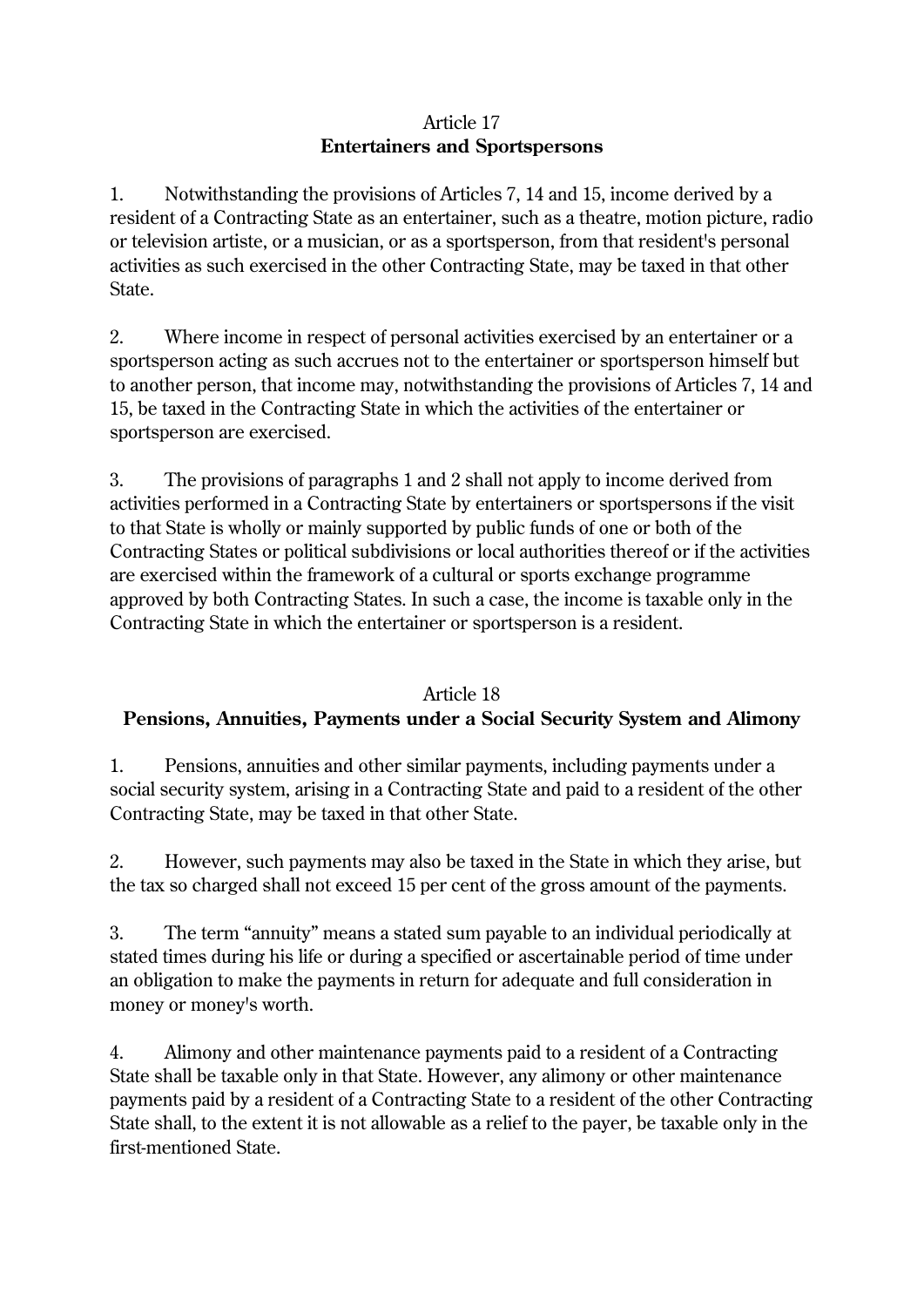## Article 17
## Entertainers and Sportspersons

1. Notwithstanding the provisions of Articles 7, 14 and 15, income derived by a resident of a Contracting State as an entertainer, such as a theatre, motion picture, radio or television artiste, or a musician, or as a sportsperson, from that resident's personal activities as such exercised in the other Contracting State, may be taxed in that other State.

2. Where income in respect of personal activities exercised by an entertainer or a sportsperson acting as such accrues not to the entertainer or sportsperson himself but to another person, that income may, notwithstanding the provisions of Articles 7, 14 and 15, be taxed in the Contracting State in which the activities of the entertainer or sportsperson are exercised.

3. The provisions of paragraphs 1 and 2 shall not apply to income derived from activities performed in a Contracting State by entertainers or sportspersons if the visit to that State is wholly or mainly supported by public funds of one or both of the Contracting States or political subdivisions or local authorities thereof or if the activities are exercised within the framework of a cultural or sports exchange programme approved by both Contracting States. In such a case, the income is taxable only in the Contracting State in which the entertainer or sportsperson is a resident.

## Article 18
## Pensions, Annuities, Payments under a Social Security System and Alimony

1. Pensions, annuities and other similar payments, including payments under a social security system, arising in a Contracting State and paid to a resident of the other Contracting State, may be taxed in that other State.

2. However, such payments may also be taxed in the State in which they arise, but the tax so charged shall not exceed 15 per cent of the gross amount of the payments.

3. The term "annuity" means a stated sum payable to an individual periodically at stated times during his life or during a specified or ascertainable period of time under an obligation to make the payments in return for adequate and full consideration in money or money's worth.

4. Alimony and other maintenance payments paid to a resident of a Contracting State shall be taxable only in that State. However, any alimony or other maintenance payments paid by a resident of a Contracting State to a resident of the other Contracting State shall, to the extent it is not allowable as a relief to the payer, be taxable only in the first-mentioned State.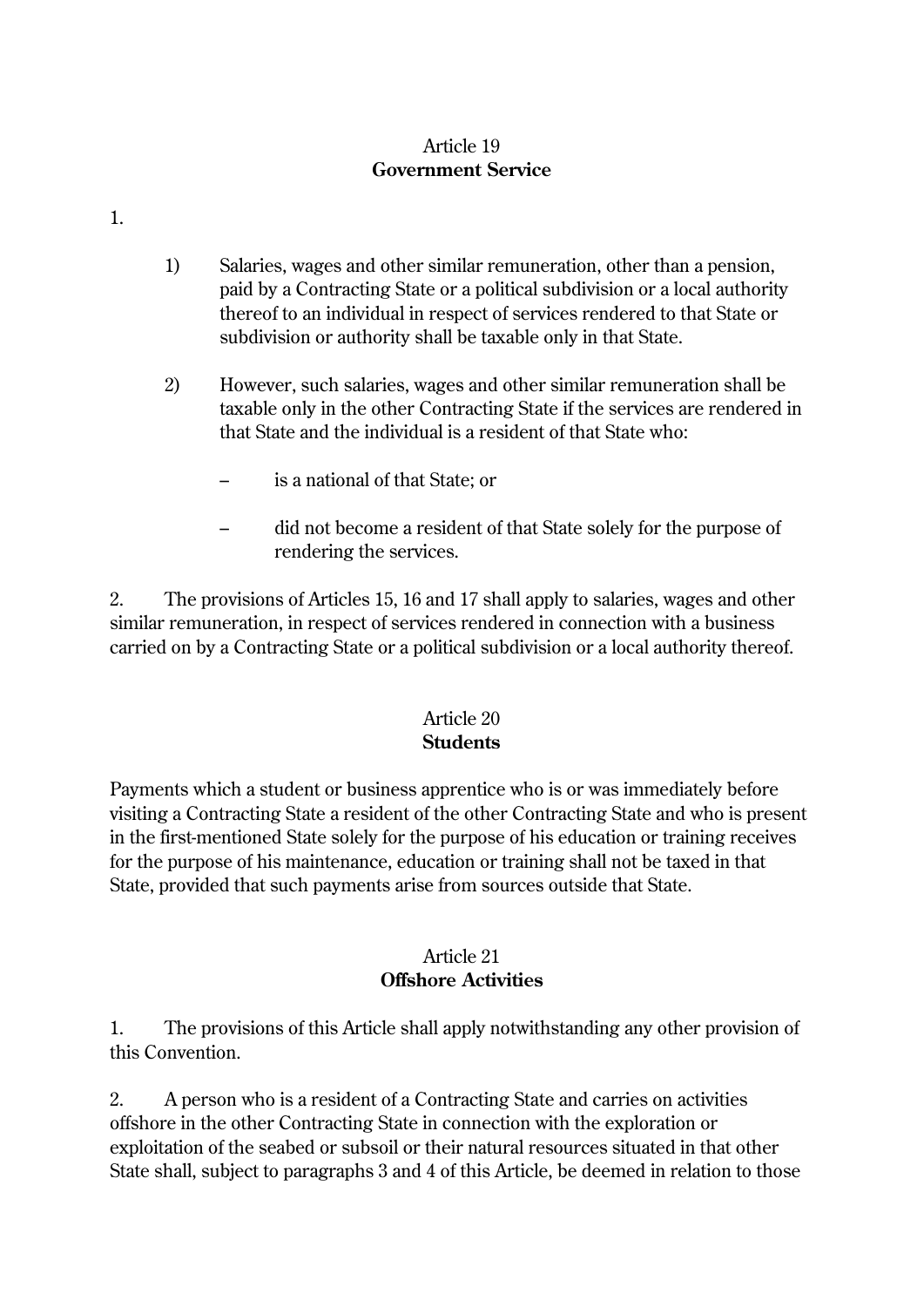## Article 19
**Government Service**

1.

1) Salaries, wages and other similar remuneration, other than a pension, paid by a Contracting State or a political subdivision or a local authority thereof to an individual in respect of services rendered to that State or subdivision or authority shall be taxable only in that State.

2) However, such salaries, wages and other similar remuneration shall be taxable only in the other Contracting State if the services are rendered in that State and the individual is a resident of that State who:

– is a national of that State; or

– did not become a resident of that State solely for the purpose of rendering the services.

2. The provisions of Articles 15, 16 and 17 shall apply to salaries, wages and other similar remuneration, in respect of services rendered in connection with a business carried on by a Contracting State or a political subdivision or a local authority thereof.

## Article 20
**Students**

Payments which a student or business apprentice who is or was immediately before visiting a Contracting State a resident of the other Contracting State and who is present in the first-mentioned State solely for the purpose of his education or training receives for the purpose of his maintenance, education or training shall not be taxed in that State, provided that such payments arise from sources outside that State.

## Article 21
**Offshore Activities**

1. The provisions of this Article shall apply notwithstanding any other provision of this Convention.

2. A person who is a resident of a Contracting State and carries on activities offshore in the other Contracting State in connection with the exploration or exploitation of the seabed or subsoil or their natural resources situated in that other State shall, subject to paragraphs 3 and 4 of this Article, be deemed in relation to those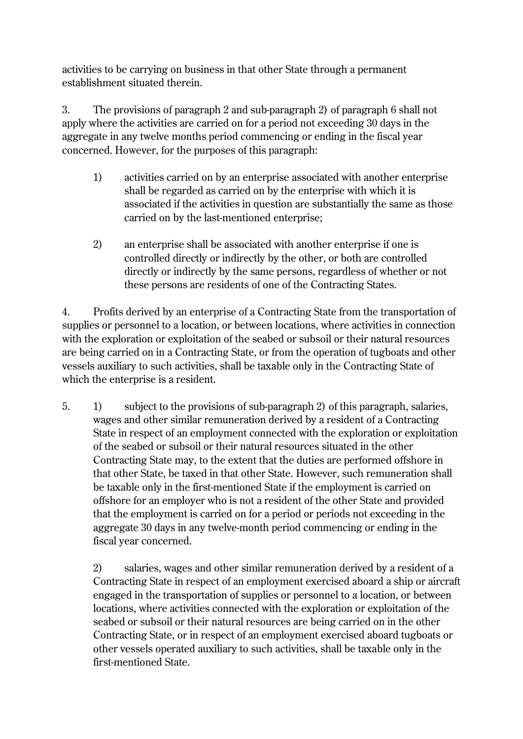activities to be carrying on business in that other State through a permanent establishment situated therein.

3. The provisions of paragraph 2 and sub-paragraph 2) of paragraph 6 shall not apply where the activities are carried on for a period not exceeding 30 days in the aggregate in any twelve months period commencing or ending in the fiscal year concerned. However, for the purposes of this paragraph:

1) activities carried on by an enterprise associated with another enterprise shall be regarded as carried on by the enterprise with which it is associated if the activities in question are substantially the same as those carried on by the last-mentioned enterprise;

2) an enterprise shall be associated with another enterprise if one is controlled directly or indirectly by the other, or both are controlled directly or indirectly by the same persons, regardless of whether or not these persons are residents of one of the Contracting States.

4. Profits derived by an enterprise of a Contracting State from the transportation of supplies or personnel to a location, or between locations, where activities in connection with the exploration or exploitation of the seabed or subsoil or their natural resources are being carried on in a Contracting State, or from the operation of tugboats and other vessels auxiliary to such activities, shall be taxable only in the Contracting State of which the enterprise is a resident.

5. 1) subject to the provisions of sub-paragraph 2) of this paragraph, salaries, wages and other similar remuneration derived by a resident of a Contracting State in respect of an employment connected with the exploration or exploitation of the seabed or subsoil or their natural resources situated in the other Contracting State may, to the extent that the duties are performed offshore in that other State, be taxed in that other State. However, such remuneration shall be taxable only in the first-mentioned State if the employment is carried on offshore for an employer who is not a resident of the other State and provided that the employment is carried on for a period or periods not exceeding in the aggregate 30 days in any twelve-month period commencing or ending in the fiscal year concerned.

2) salaries, wages and other similar remuneration derived by a resident of a Contracting State in respect of an employment exercised aboard a ship or aircraft engaged in the transportation of supplies or personnel to a location, or between locations, where activities connected with the exploration or exploitation of the seabed or subsoil or their natural resources are being carried on in the other Contracting State, or in respect of an employment exercised aboard tugboats or other vessels operated auxiliary to such activities, shall be taxable only in the first-mentioned State.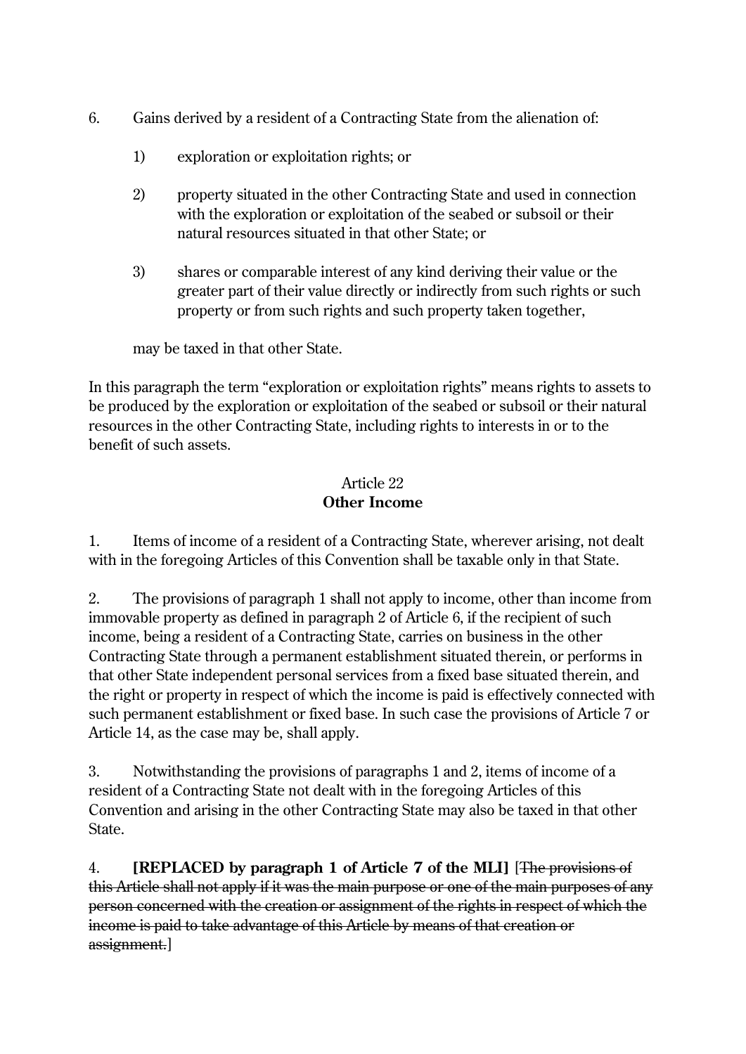6. Gains derived by a resident of a Contracting State from the alienation of:

   1) exploration or exploitation rights; or

   2) property situated in the other Contracting State and used in connection with the exploration or exploitation of the seabed or subsoil or their natural resources situated in that other State; or

   3) shares or comparable interest of any kind deriving their value or the greater part of their value directly or indirectly from such rights or such property or from such rights and such property taken together,

   may be taxed in that other State.

In this paragraph the term "exploration or exploitation rights" means rights to assets to be produced by the exploration or exploitation of the seabed or subsoil or their natural resources in the other Contracting State, including rights to interests in or to the benefit of such assets.

## Article 22
## Other Income

1. Items of income of a resident of a Contracting State, wherever arising, not dealt with in the foregoing Articles of this Convention shall be taxable only in that State.

2. The provisions of paragraph 1 shall not apply to income, other than income from immovable property as defined in paragraph 2 of Article 6, if the recipient of such income, being a resident of a Contracting State, carries on business in the other Contracting State through a permanent establishment situated therein, or performs in that other State independent personal services from a fixed base situated therein, and the right or property in respect of which the income is paid is effectively connected with such permanent establishment or fixed base. In such case the provisions of Article 7 or Article 14, as the case may be, shall apply.

3. Notwithstanding the provisions of paragraphs 1 and 2, items of income of a resident of a Contracting State not dealt with in the foregoing Articles of this Convention and arising in the other Contracting State may also be taxed in that other State.

4. **[REPLACED by paragraph 1 of Article 7 of the MLI]** [~~The provisions of this Article shall not apply if it was the main purpose or one of the main purposes of any person concerned with the creation or assignment of the rights in respect of which the income is paid to take advantage of this Article by means of that creation or assignment.~~]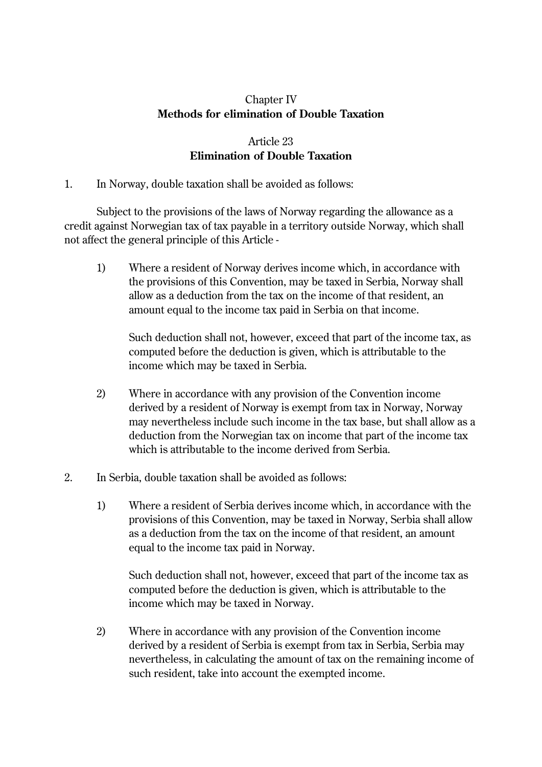Chapter IV

**Methods for elimination of Double Taxation**

Article 23

**Elimination of Double Taxation**

1. In Norway, double taxation shall be avoided as follows:

Subject to the provisions of the laws of Norway regarding the allowance as a credit against Norwegian tax of tax payable in a territory outside Norway, which shall not affect the general principle of this Article -

1) Where a resident of Norway derives income which, in accordance with the provisions of this Convention, may be taxed in Serbia, Norway shall allow as a deduction from the tax on the income of that resident, an amount equal to the income tax paid in Serbia on that income.

   Such deduction shall not, however, exceed that part of the income tax, as computed before the deduction is given, which is attributable to the income which may be taxed in Serbia.

2) Where in accordance with any provision of the Convention income derived by a resident of Norway is exempt from tax in Norway, Norway may nevertheless include such income in the tax base, but shall allow as a deduction from the Norwegian tax on income that part of the income tax which is attributable to the income derived from Serbia.

2. In Serbia, double taxation shall be avoided as follows:

1) Where a resident of Serbia derives income which, in accordance with the provisions of this Convention, may be taxed in Norway, Serbia shall allow as a deduction from the tax on the income of that resident, an amount equal to the income tax paid in Norway.

   Such deduction shall not, however, exceed that part of the income tax as computed before the deduction is given, which is attributable to the income which may be taxed in Norway.

2) Where in accordance with any provision of the Convention income derived by a resident of Serbia is exempt from tax in Serbia, Serbia may nevertheless, in calculating the amount of tax on the remaining income of such resident, take into account the exempted income.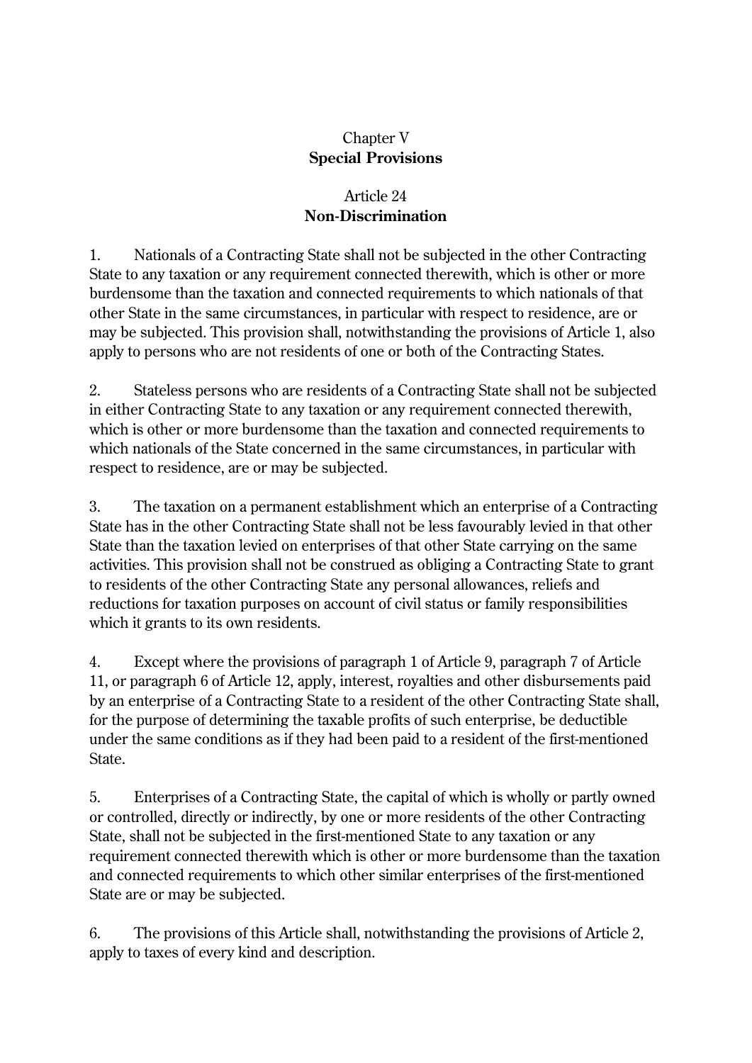## Chapter V
## Special Provisions

### Article 24
### Non-Discrimination

1. Nationals of a Contracting State shall not be subjected in the other Contracting State to any taxation or any requirement connected therewith, which is other or more burdensome than the taxation and connected requirements to which nationals of that other State in the same circumstances, in particular with respect to residence, are or may be subjected. This provision shall, notwithstanding the provisions of Article 1, also apply to persons who are not residents of one or both of the Contracting States.

2. Stateless persons who are residents of a Contracting State shall not be subjected in either Contracting State to any taxation or any requirement connected therewith, which is other or more burdensome than the taxation and connected requirements to which nationals of the State concerned in the same circumstances, in particular with respect to residence, are or may be subjected.

3. The taxation on a permanent establishment which an enterprise of a Contracting State has in the other Contracting State shall not be less favourably levied in that other State than the taxation levied on enterprises of that other State carrying on the same activities. This provision shall not be construed as obliging a Contracting State to grant to residents of the other Contracting State any personal allowances, reliefs and reductions for taxation purposes on account of civil status or family responsibilities which it grants to its own residents.

4. Except where the provisions of paragraph 1 of Article 9, paragraph 7 of Article 11, or paragraph 6 of Article 12, apply, interest, royalties and other disbursements paid by an enterprise of a Contracting State to a resident of the other Contracting State shall, for the purpose of determining the taxable profits of such enterprise, be deductible under the same conditions as if they had been paid to a resident of the first-mentioned State.

5. Enterprises of a Contracting State, the capital of which is wholly or partly owned or controlled, directly or indirectly, by one or more residents of the other Contracting State, shall not be subjected in the first-mentioned State to any taxation or any requirement connected therewith which is other or more burdensome than the taxation and connected requirements to which other similar enterprises of the first-mentioned State are or may be subjected.

6. The provisions of this Article shall, notwithstanding the provisions of Article 2, apply to taxes of every kind and description.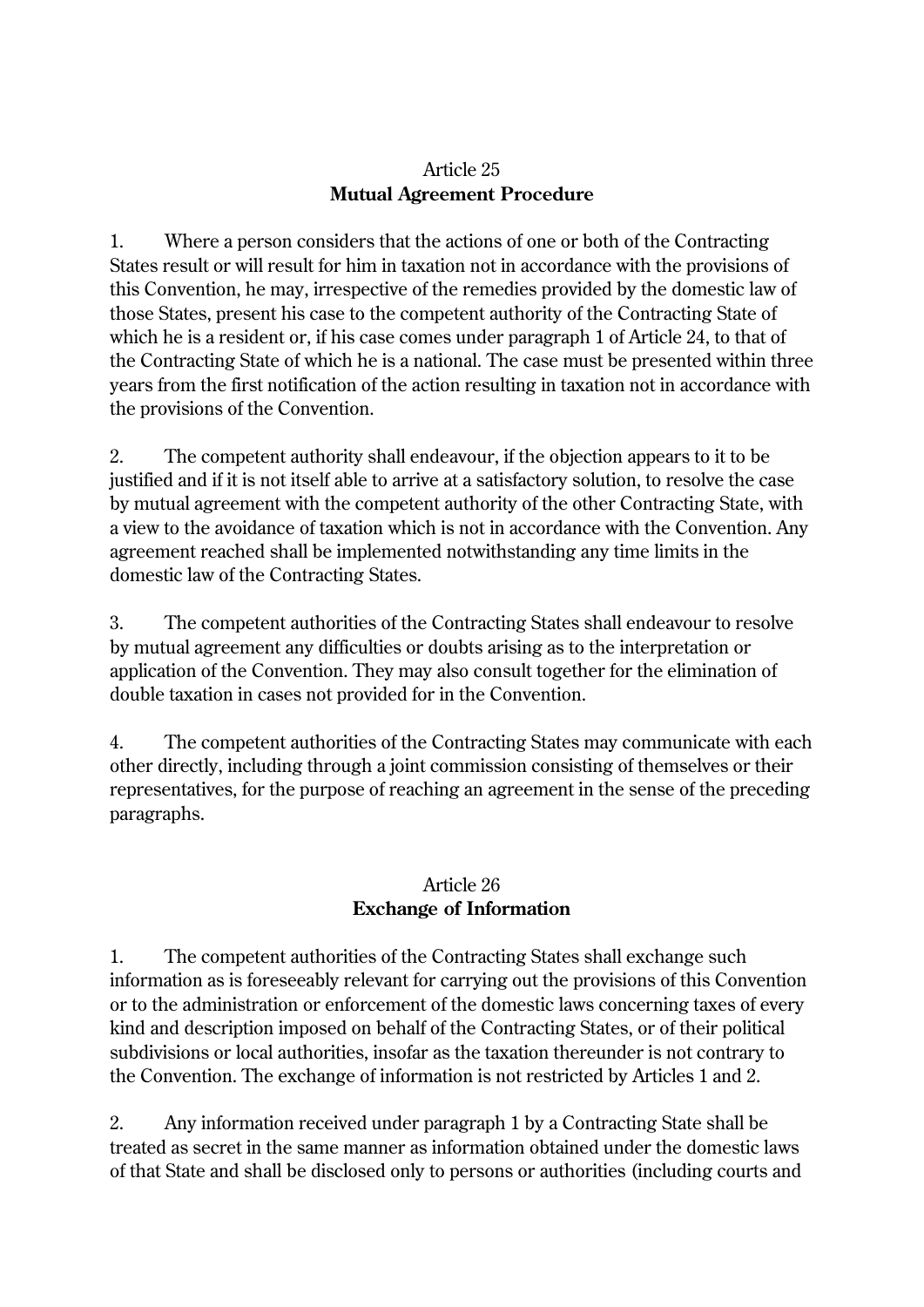## Article 25
## **Mutual Agreement Procedure**

1. Where a person considers that the actions of one or both of the Contracting States result or will result for him in taxation not in accordance with the provisions of this Convention, he may, irrespective of the remedies provided by the domestic law of those States, present his case to the competent authority of the Contracting State of which he is a resident or, if his case comes under paragraph 1 of Article 24, to that of the Contracting State of which he is a national. The case must be presented within three years from the first notification of the action resulting in taxation not in accordance with the provisions of the Convention.

2. The competent authority shall endeavour, if the objection appears to it to be justified and if it is not itself able to arrive at a satisfactory solution, to resolve the case by mutual agreement with the competent authority of the other Contracting State, with a view to the avoidance of taxation which is not in accordance with the Convention. Any agreement reached shall be implemented notwithstanding any time limits in the domestic law of the Contracting States.

3. The competent authorities of the Contracting States shall endeavour to resolve by mutual agreement any difficulties or doubts arising as to the interpretation or application of the Convention. They may also consult together for the elimination of double taxation in cases not provided for in the Convention.

4. The competent authorities of the Contracting States may communicate with each other directly, including through a joint commission consisting of themselves or their representatives, for the purpose of reaching an agreement in the sense of the preceding paragraphs.

## Article 26
## **Exchange of Information**

1. The competent authorities of the Contracting States shall exchange such information as is foreseeably relevant for carrying out the provisions of this Convention or to the administration or enforcement of the domestic laws concerning taxes of every kind and description imposed on behalf of the Contracting States, or of their political subdivisions or local authorities, insofar as the taxation thereunder is not contrary to the Convention. The exchange of information is not restricted by Articles 1 and 2.

2. Any information received under paragraph 1 by a Contracting State shall be treated as secret in the same manner as information obtained under the domestic laws of that State and shall be disclosed only to persons or authorities (including courts and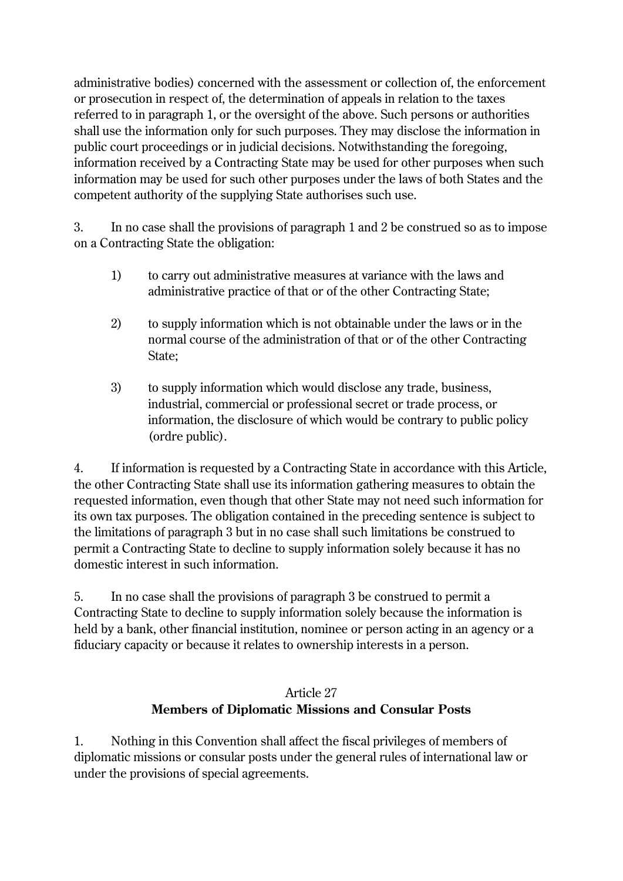administrative bodies) concerned with the assessment or collection of, the enforcement or prosecution in respect of, the determination of appeals in relation to the taxes referred to in paragraph 1, or the oversight of the above. Such persons or authorities shall use the information only for such purposes. They may disclose the information in public court proceedings or in judicial decisions. Notwithstanding the foregoing, information received by a Contracting State may be used for other purposes when such information may be used for such other purposes under the laws of both States and the competent authority of the supplying State authorises such use.

3. In no case shall the provisions of paragraph 1 and 2 be construed so as to impose on a Contracting State the obligation:

1) to carry out administrative measures at variance with the laws and administrative practice of that or of the other Contracting State;

2) to supply information which is not obtainable under the laws or in the normal course of the administration of that or of the other Contracting State;

3) to supply information which would disclose any trade, business, industrial, commercial or professional secret or trade process, or information, the disclosure of which would be contrary to public policy (ordre public).

4. If information is requested by a Contracting State in accordance with this Article, the other Contracting State shall use its information gathering measures to obtain the requested information, even though that other State may not need such information for its own tax purposes. The obligation contained in the preceding sentence is subject to the limitations of paragraph 3 but in no case shall such limitations be construed to permit a Contracting State to decline to supply information solely because it has no domestic interest in such information.

5. In no case shall the provisions of paragraph 3 be construed to permit a Contracting State to decline to supply information solely because the information is held by a bank, other financial institution, nominee or person acting in an agency or a fiduciary capacity or because it relates to ownership interests in a person.

## Article 27
## **Members of Diplomatic Missions and Consular Posts**

1. Nothing in this Convention shall affect the fiscal privileges of members of diplomatic missions or consular posts under the general rules of international law or under the provisions of special agreements.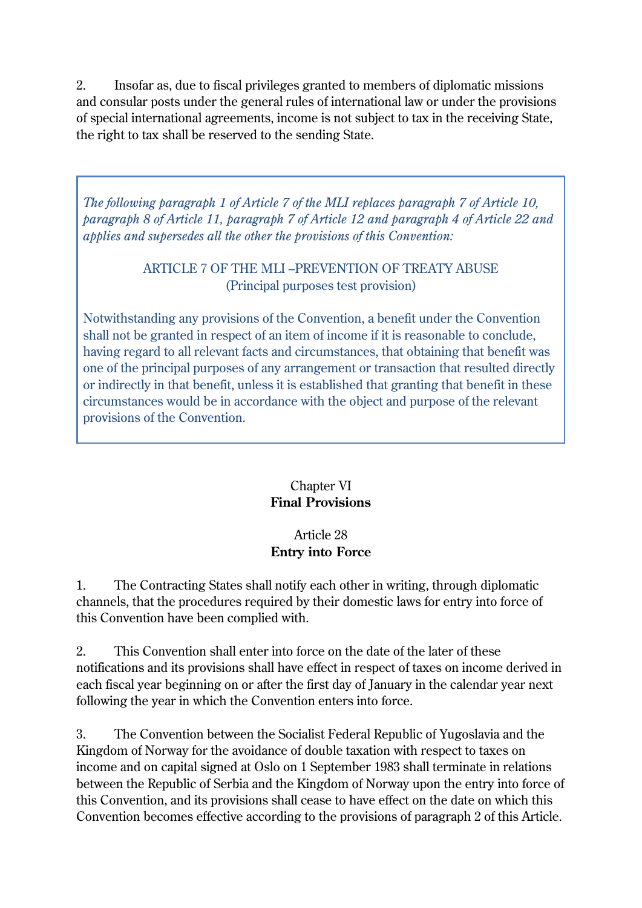2. Insofar as, due to fiscal privileges granted to members of diplomatic missions and consular posts under the general rules of international law or under the provisions of special international agreements, income is not subject to tax in the receiving State, the right to tax shall be reserved to the sending State.

> *The following paragraph 1 of Article 7 of the MLI replaces paragraph 7 of Article 10, paragraph 8 of Article 11, paragraph 7 of Article 12 and paragraph 4 of Article 22 and applies and supersedes all the other the provisions of this Convention:*
>
> ARTICLE 7 OF THE MLI –PREVENTION OF TREATY ABUSE
> (Principal purposes test provision)
>
> Notwithstanding any provisions of the Convention, a benefit under the Convention shall not be granted in respect of an item of income if it is reasonable to conclude, having regard to all relevant facts and circumstances, that obtaining that benefit was one of the principal purposes of any arrangement or transaction that resulted directly or indirectly in that benefit, unless it is established that granting that benefit in these circumstances would be in accordance with the object and purpose of the relevant provisions of the Convention.

## Chapter VI
## **Final Provisions**

### Article 28
### **Entry into Force**

1. The Contracting States shall notify each other in writing, through diplomatic channels, that the procedures required by their domestic laws for entry into force of this Convention have been complied with.

2. This Convention shall enter into force on the date of the later of these notifications and its provisions shall have effect in respect of taxes on income derived in each fiscal year beginning on or after the first day of January in the calendar year next following the year in which the Convention enters into force.

3. The Convention between the Socialist Federal Republic of Yugoslavia and the Kingdom of Norway for the avoidance of double taxation with respect to taxes on income and on capital signed at Oslo on 1 September 1983 shall terminate in relations between the Republic of Serbia and the Kingdom of Norway upon the entry into force of this Convention, and its provisions shall cease to have effect on the date on which this Convention becomes effective according to the provisions of paragraph 2 of this Article.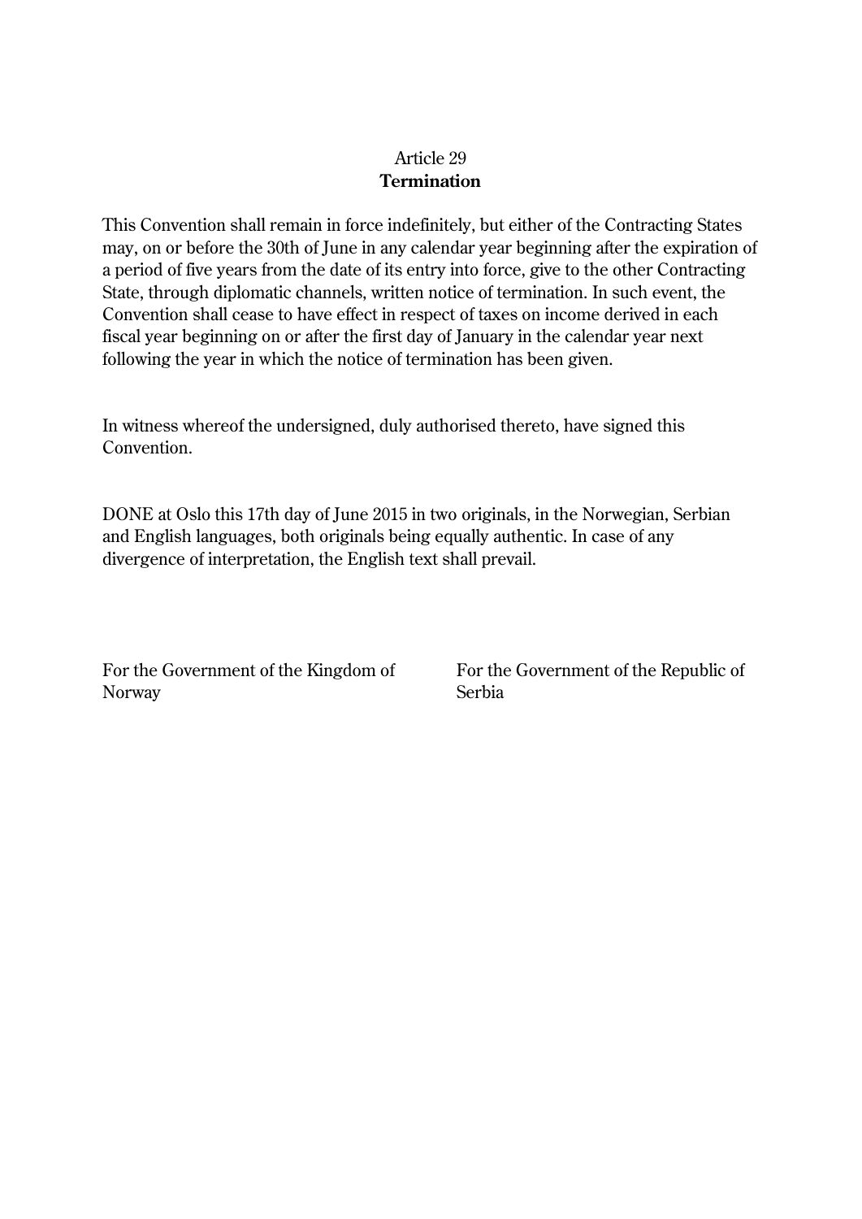## Article 29
**Termination**

This Convention shall remain in force indefinitely, but either of the Contracting States may, on or before the 30th of June in any calendar year beginning after the expiration of a period of five years from the date of its entry into force, give to the other Contracting State, through diplomatic channels, written notice of termination. In such event, the Convention shall cease to have effect in respect of taxes on income derived in each fiscal year beginning on or after the first day of January in the calendar year next following the year in which the notice of termination has been given.

In witness whereof the undersigned, duly authorised thereto, have signed this Convention.

DONE at Oslo this 17th day of June 2015 in two originals, in the Norwegian, Serbian and English languages, both originals being equally authentic. In case of any divergence of interpretation, the English text shall prevail.

For the Government of the Kingdom of Norway

For the Government of the Republic of Serbia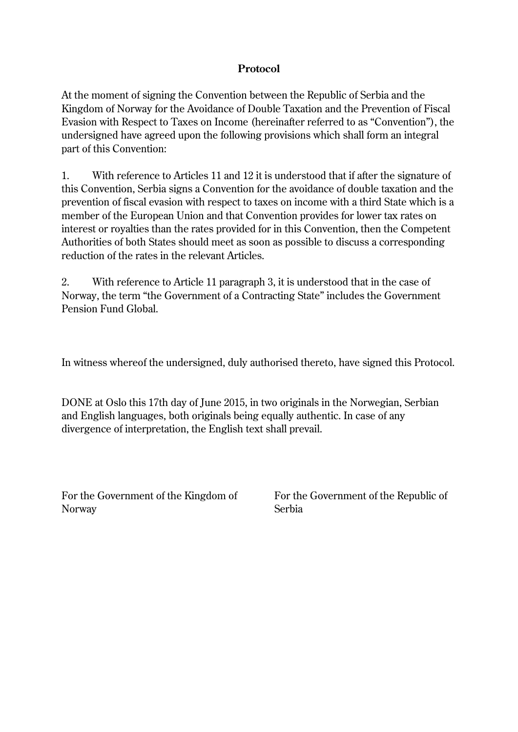## Protocol

At the moment of signing the Convention between the Republic of Serbia and the Kingdom of Norway for the Avoidance of Double Taxation and the Prevention of Fiscal Evasion with Respect to Taxes on Income (hereinafter referred to as "Convention"), the undersigned have agreed upon the following provisions which shall form an integral part of this Convention:

1. With reference to Articles 11 and 12 it is understood that if after the signature of this Convention, Serbia signs a Convention for the avoidance of double taxation and the prevention of fiscal evasion with respect to taxes on income with a third State which is a member of the European Union and that Convention provides for lower tax rates on interest or royalties than the rates provided for in this Convention, then the Competent Authorities of both States should meet as soon as possible to discuss a corresponding reduction of the rates in the relevant Articles.

2. With reference to Article 11 paragraph 3, it is understood that in the case of Norway, the term "the Government of a Contracting State" includes the Government Pension Fund Global.

In witness whereof the undersigned, duly authorised thereto, have signed this Protocol.

DONE at Oslo this 17th day of June 2015, in two originals in the Norwegian, Serbian and English languages, both originals being equally authentic. In case of any divergence of interpretation, the English text shall prevail.

For the Government of the Kingdom of Norway

For the Government of the Republic of Serbia